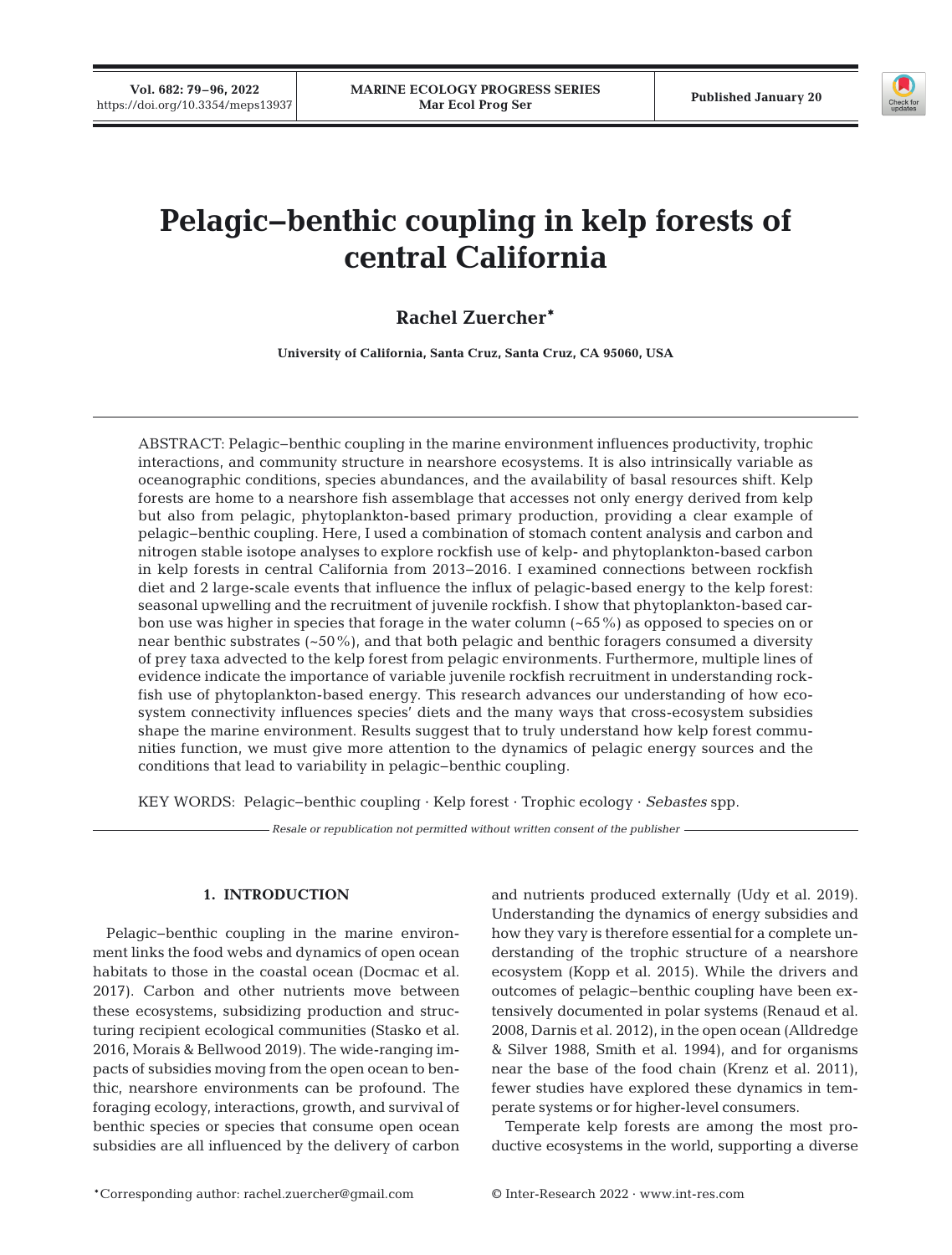# Pelagic–benthic coupling in kelp forests of central California

**Rachel Zuercher***

**University of California, Santa Cruz, Santa Cruz, CA 95060, USA**

ABSTRACT: Pelagic–benthic coupling in the marine environment influences productivity, trophic interactions, and community structure in nearshore ecosystems. It is also intrinsically variable as oceanographic conditions, species abundances, and the availability of basal resources shift. Kelp forests are home to a nearshore fish assemblage that accesses not only energy derived from kelp but also from pelagic, phytoplankton-based primary production, providing a clear example of pelagic–benthic coupling. Here, I used a combination of stomach content analysis and carbon and nitrogen stable isotope analyses to explore rockfish use of kelp- and phytoplankton-based carbon in kelp forests in central California from 2013–2016. I examined connections between rockfish diet and 2 large-scale events that influence the influx of pelagic-based energy to the kelp forest: seasonal upwelling and the recruitment of juvenile rockfish. I show that phytoplankton-based carbon use was higher in species that forage in the water column (~65%) as opposed to species on or near benthic substrates (~50%), and that both pelagic and benthic foragers consumed a diversity of prey taxa advected to the kelp forest from pelagic environments. Furthermore, multiple lines of evidence indicate the importance of variable juvenile rockfish recruitment in understanding rockfish use of phytoplankton-based energy. This research advances our understanding of how ecosystem connectivity influences species' diets and the many ways that cross-ecosystem subsidies shape the marine environment. Results suggest that to truly understand how kelp forest communities function, we must give more attention to the dynamics of pelagic energy sources and the conditions that lead to variability in pelagic–benthic coupling.

KEY WORDS: Pelagic–benthic coupling · Kelp forest · Trophic ecology · *Sebastes* spp.

*Resale or republication not permitted without written consent of the publisher*

## 1. INTRODUCTION

Pelagic–benthic coupling in the marine environment links the food webs and dynamics of open ocean habitats to those in the coastal ocean (Docmac et al. 2017). Carbon and other nutrients move between these ecosystems, subsidizing production and structuring recipient ecological communities (Stasko et al. 2016, Morais & Bellwood 2019). The wide-ranging impacts of subsidies moving from the open ocean to benthic, nearshore environments can be profound. The foraging ecology, interactions, growth, and survival of benthic species or species that consume open ocean subsidies are all influenced by the delivery of carbon and nutrients produced externally (Udy et al. 2019). Understanding the dynamics of energy subsidies and how they vary is therefore essential for a complete understanding of the trophic structure of a nearshore ecosystem (Kopp et al. 2015). While the drivers and outcomes of pelagic–benthic coupling have been extensively documented in polar systems (Renaud et al. 2008, Darnis et al. 2012), in the open ocean (Alldredge & Silver 1988, Smith et al. 1994), and for organisms near the base of the food chain (Krenz et al. 2011), fewer studies have explored these dynamics in temperate systems or for higher-level consumers.

Temperate kelp forests are among the most productive ecosystems in the world, supporting a diverse

*Corresponding author: rachel.zuercher@gmail.com

© Inter-Research 2022 · www.int-res.com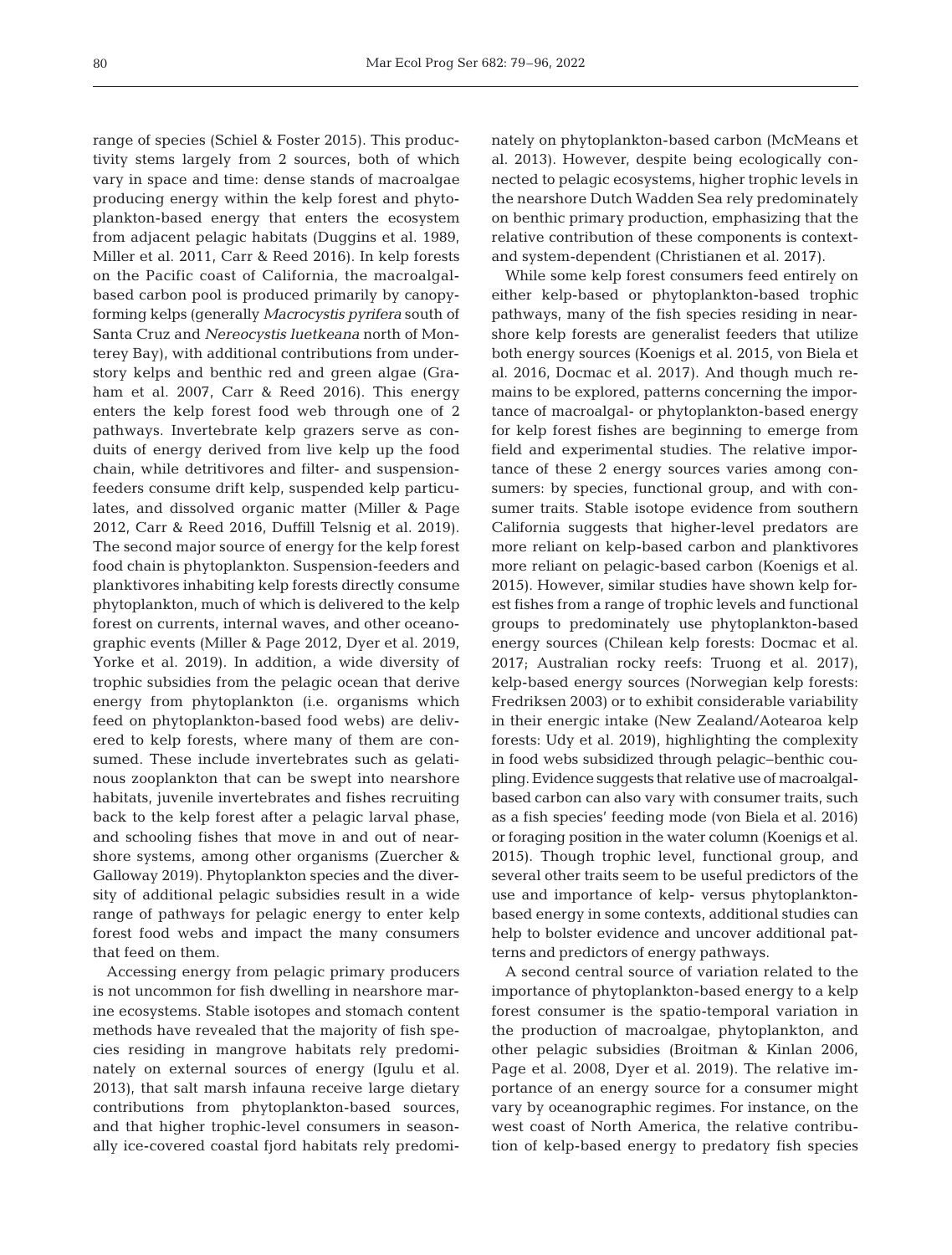range of species (Schiel & Foster 2015). This productivity stems largely from 2 sources, both of which vary in space and time: dense stands of macroalgae producing energy within the kelp forest and phytoplankton-based energy that enters the ecosystem from adjacent pelagic habitats (Duggins et al. 1989, Miller et al. 2011, Carr & Reed 2016). In kelp forests on the Pacific coast of California, the macroalgal-based carbon pool is produced primarily by canopy-forming kelps (generally *Macrocystis pyrifera* south of Santa Cruz and *Nereocystis luetkeana* north of Monterey Bay), with additional contributions from understory kelps and benthic red and green algae (Graham et al. 2007, Carr & Reed 2016). This energy enters the kelp forest food web through one of 2 pathways. Invertebrate kelp grazers serve as conduits of energy derived from live kelp up the food chain, while detritivores and filter- and suspension-feeders consume drift kelp, suspended kelp particulates, and dissolved organic matter (Miller & Page 2012, Carr & Reed 2016, Duffill Telsnig et al. 2019). The second major source of energy for the kelp forest food chain is phytoplankton. Suspension-feeders and planktivores inhabiting kelp forests directly consume phytoplankton, much of which is delivered to the kelp forest on currents, internal waves, and other oceanographic events (Miller & Page 2012, Dyer et al. 2019, Yorke et al. 2019). In addition, a wide diversity of trophic subsidies from the pelagic ocean that derive energy from phytoplankton (i.e. organisms which feed on phytoplankton-based food webs) are delivered to kelp forests, where many of them are consumed. These include invertebrates such as gelatinous zooplankton that can be swept into nearshore habitats, juvenile invertebrates and fishes recruiting back to the kelp forest after a pelagic larval phase, and schooling fishes that move in and out of nearshore systems, among other organisms (Zuercher & Galloway 2019). Phytoplankton species and the diversity of additional pelagic subsidies result in a wide range of pathways for pelagic energy to enter kelp forest food webs and impact the many consumers that feed on them.

Accessing energy from pelagic primary producers is not uncommon for fish dwelling in nearshore marine ecosystems. Stable isotopes and stomach content methods have revealed that the majority of fish species residing in mangrove habitats rely predominately on external sources of energy (Igulu et al. 2013), that salt marsh infauna receive large dietary contributions from phytoplankton-based sources, and that higher trophic-level consumers in seasonally ice-covered coastal fjord habitats rely predominately on phytoplankton-based carbon (McMeans et al. 2013). However, despite being ecologically connected to pelagic ecosystems, higher trophic levels in the nearshore Dutch Wadden Sea rely predominately on benthic primary production, emphasizing that the relative contribution of these components is context- and system-dependent (Christianen et al. 2017).

While some kelp forest consumers feed entirely on either kelp-based or phytoplankton-based trophic pathways, many of the fish species residing in nearshore kelp forests are generalist feeders that utilize both energy sources (Koenigs et al. 2015, von Biela et al. 2016, Docmac et al. 2017). And though much remains to be explored, patterns concerning the importance of macroalgal- or phytoplankton-based energy for kelp forest fishes are beginning to emerge from field and experimental studies. The relative importance of these 2 energy sources varies among consumers: by species, functional group, and with consumer traits. Stable isotope evidence from southern California suggests that higher-level predators are more reliant on kelp-based carbon and planktivores more reliant on pelagic-based carbon (Koenigs et al. 2015). However, similar studies have shown kelp forest fishes from a range of trophic levels and functional groups to predominately use phytoplankton-based energy sources (Chilean kelp forests: Docmac et al. 2017; Australian rocky reefs: Truong et al. 2017), kelp-based energy sources (Norwegian kelp forests: Fredriksen 2003) or to exhibit considerable variability in their energic intake (New Zealand/Aotearoa kelp forests: Udy et al. 2019), highlighting the complexity in food webs subsidized through pelagic–benthic coupling. Evidence suggests that relative use of macroalgal-based carbon can also vary with consumer traits, such as a fish species' feeding mode (von Biela et al. 2016) or foraging position in the water column (Koenigs et al. 2015). Though trophic level, functional group, and several other traits seem to be useful predictors of the use and importance of kelp- versus phytoplankton-based energy in some contexts, additional studies can help to bolster evidence and uncover additional patterns and predictors of energy pathways.

A second central source of variation related to the importance of phytoplankton-based energy to a kelp forest consumer is the spatio-temporal variation in the production of macroalgae, phytoplankton, and other pelagic subsidies (Broitman & Kinlan 2006, Page et al. 2008, Dyer et al. 2019). The relative importance of an energy source for a consumer might vary by oceanographic regimes. For instance, on the west coast of North America, the relative contribution of kelp-based energy to predatory fish species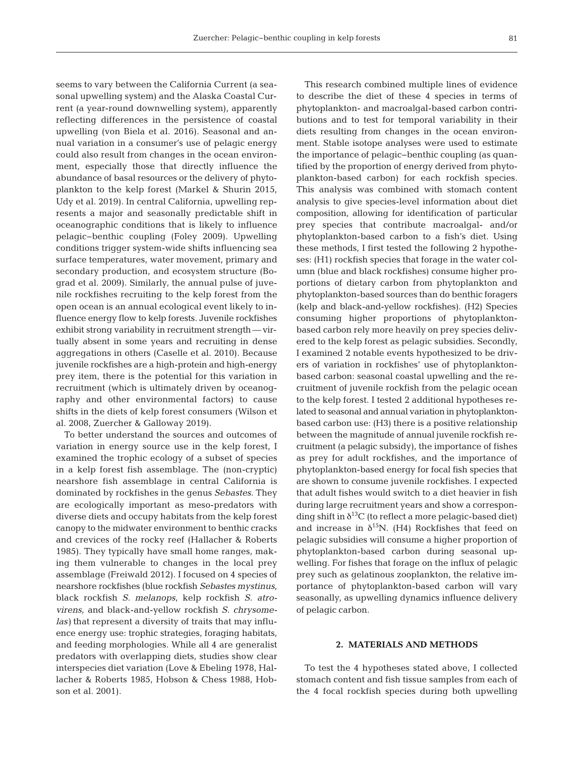seems to vary between the California Current (a seasonal upwelling system) and the Alaska Coastal Current (a year-round downwelling system), apparently reflecting differences in the persistence of coastal upwelling (von Biela et al. 2016). Seasonal and annual variation in a consumer's use of pelagic energy could also result from changes in the ocean environment, especially those that directly influence the abundance of basal resources or the delivery of phytoplankton to the kelp forest (Markel & Shurin 2015, Udy et al. 2019). In central California, upwelling represents a major and seasonally predictable shift in oceanographic conditions that is likely to influence pelagic–benthic coupling (Foley 2009). Upwelling conditions trigger system-wide shifts influencing sea surface temperatures, water movement, primary and secondary production, and ecosystem structure (Bograd et al. 2009). Similarly, the annual pulse of juvenile rockfishes recruiting to the kelp forest from the open ocean is an annual ecological event likely to influence energy flow to kelp forests. Juvenile rockfishes exhibit strong variability in recruitment strength — virtually absent in some years and recruiting in dense aggregations in others (Caselle et al. 2010). Because juvenile rockfishes are a high-protein and high-energy prey item, there is the potential for this variation in recruitment (which is ultimately driven by oceanography and other environmental factors) to cause shifts in the diets of kelp forest consumers (Wilson et al. 2008, Zuercher & Galloway 2019).

To better understand the sources and outcomes of variation in energy source use in the kelp forest, I examined the trophic ecology of a subset of species in a kelp forest fish assemblage. The (non-cryptic) nearshore fish assemblage in central California is dominated by rockfishes in the genus *Sebastes*. They are ecologically important as meso-predators with diverse diets and occupy habitats from the kelp forest canopy to the midwater environment to benthic cracks and crevices of the rocky reef (Hallacher & Roberts 1985). They typically have small home ranges, making them vulnerable to changes in the local prey assemblage (Freiwald 2012). I focused on 4 species of nearshore rockfishes (blue rockfish *Sebastes mystinus*, black rockfish *S. melanops*, kelp rockfish *S. atrovirens*, and black-and-yellow rockfish *S. chrysomelas*) that represent a diversity of traits that may influence energy use: trophic strategies, foraging habitats, and feeding morphologies. While all 4 are generalist predators with overlapping diets, studies show clear interspecies diet variation (Love & Ebeling 1978, Hallacher & Roberts 1985, Hobson & Chess 1988, Hobson et al. 2001).

This research combined multiple lines of evidence to describe the diet of these 4 species in terms of phytoplankton- and macroalgal-based carbon contributions and to test for temporal variability in their diets resulting from changes in the ocean environment. Stable isotope analyses were used to estimate the importance of pelagic–benthic coupling (as quantified by the proportion of energy derived from phytoplankton-based carbon) for each rockfish species. This analysis was combined with stomach content analysis to give species-level information about diet composition, allowing for identification of particular prey species that contribute macroalgal- and/or phytoplankton-based carbon to a fish's diet. Using these methods, I first tested the following 2 hypotheses: (H1) rockfish species that forage in the water column (blue and black rockfishes) consume higher proportions of dietary carbon from phytoplankton and phytoplankton-based sources than do benthic foragers (kelp and black-and-yellow rockfishes). (H2) Species consuming higher proportions of phytoplankton-based carbon rely more heavily on prey species delivered to the kelp forest as pelagic subsidies. Secondly, I examined 2 notable events hypothesized to be drivers of variation in rockfishes' use of phytoplankton-based carbon: seasonal coastal upwelling and the recruitment of juvenile rockfish from the pelagic ocean to the kelp forest. I tested 2 additional hypotheses related to seasonal and annual variation in phytoplankton-based carbon use: (H3) there is a positive relationship between the magnitude of annual juvenile rockfish recruitment (a pelagic subsidy), the importance of fishes as prey for adult rockfishes, and the importance of phytoplankton-based energy for focal fish species that are shown to consume juvenile rockfishes. I expected that adult fishes would switch to a diet heavier in fish during large recruitment years and show a corresponding shift in $\delta^{13}C$ (to reflect a more pelagic-based diet) and increase in $\delta^{15}N$. (H4) Rockfishes that feed on pelagic subsidies will consume a higher proportion of phytoplankton-based carbon during seasonal upwelling. For fishes that forage on the influx of pelagic prey such as gelatinous zooplankton, the relative importance of phytoplankton-based carbon will vary seasonally, as upwelling dynamics influence delivery of pelagic carbon.

## 2. MATERIALS AND METHODS

To test the 4 hypotheses stated above, I collected stomach content and fish tissue samples from each of the 4 focal rockfish species during both upwelling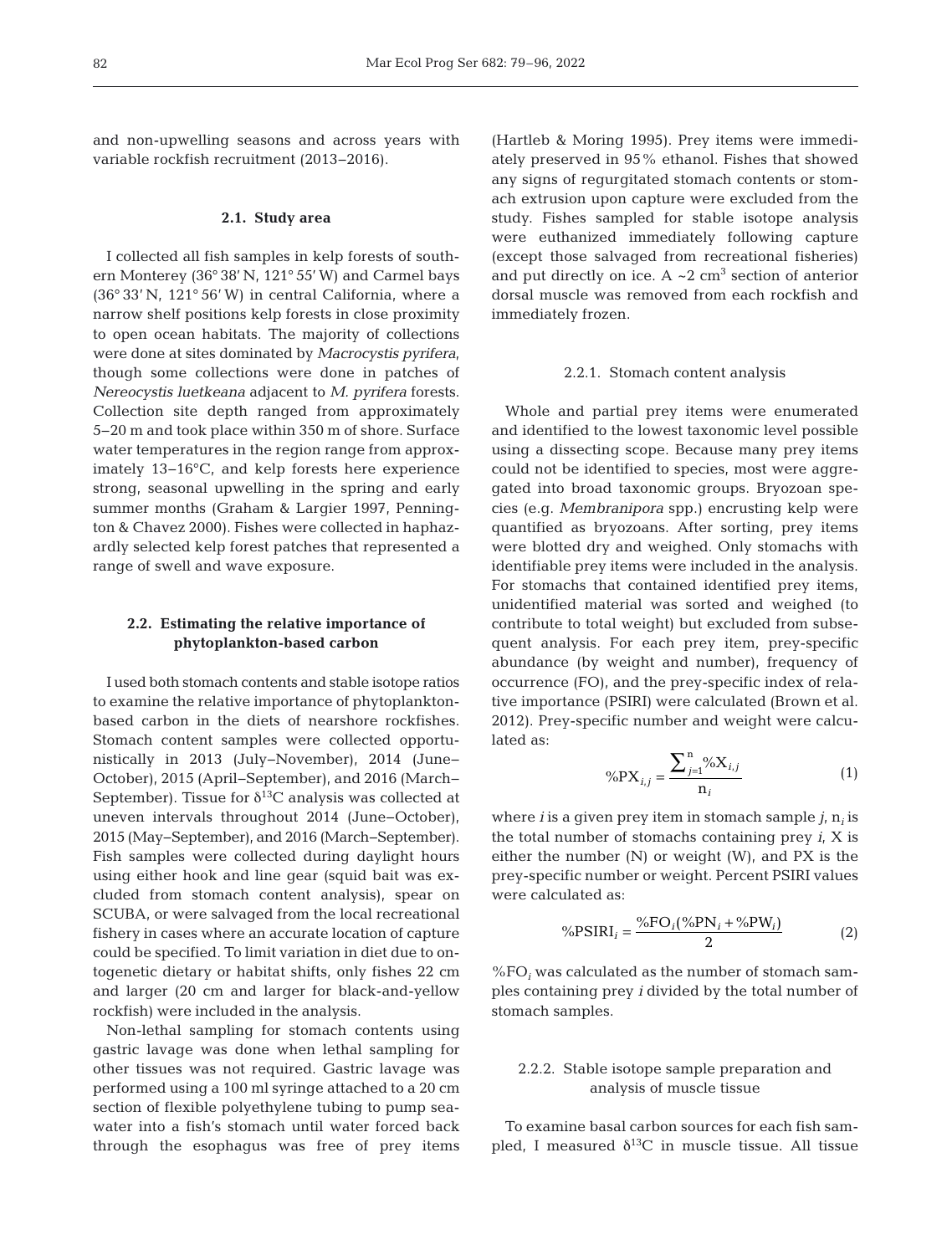and non-upwelling seasons and across years with variable rockfish recruitment (2013–2016).

### 2.1. Study area

I collected all fish samples in kelp forests of southern Monterey (36° 38′ N, 121° 55′ W) and Carmel bays (36° 33′ N, 121° 56′ W) in central California, where a narrow shelf positions kelp forests in close proximity to open ocean habitats. The majority of collections were done at sites dominated by *Macrocystis pyrifera*, though some collections were done in patches of *Nereocystis luetkeana* adjacent to *M. pyrifera* forests. Collection site depth ranged from approximately 5–20 m and took place within 350 m of shore. Surface water temperatures in the region range from approximately 13–16°C, and kelp forests here experience strong, seasonal upwelling in the spring and early summer months (Graham & Largier 1997, Pennington & Chavez 2000). Fishes were collected in haphazardly selected kelp forest patches that represented a range of swell and wave exposure.

### 2.2. Estimating the relative importance of phytoplankton-based carbon

I used both stomach contents and stable isotope ratios to examine the relative importance of phytoplankton-based carbon in the diets of nearshore rockfishes. Stomach content samples were collected opportunistically in 2013 (July–November), 2014 (June–October), 2015 (April–September), and 2016 (March–September). Tissue for $\delta^{13}C$ analysis was collected at uneven intervals throughout 2014 (June–October), 2015 (May–September), and 2016 (March–September). Fish samples were collected during daylight hours using either hook and line gear (squid bait was excluded from stomach content analysis), spear on SCUBA, or were salvaged from the local recreational fishery in cases where an accurate location of capture could be specified. To limit variation in diet due to ontogenetic dietary or habitat shifts, only fishes 22 cm and larger (20 cm and larger for black-and-yellow rockfish) were included in the analysis.

Non-lethal sampling for stomach contents using gastric lavage was done when lethal sampling for other tissues was not required. Gastric lavage was performed using a 100 ml syringe attached to a 20 cm section of flexible polyethylene tubing to pump seawater into a fish's stomach until water forced back through the esophagus was free of prey items (Hartleb & Moring 1995). Prey items were immediately preserved in 95% ethanol. Fishes that showed any signs of regurgitated stomach contents or stomach extrusion upon capture were excluded from the study. Fishes sampled for stable isotope analysis were euthanized immediately following capture (except those salvaged from recreational fisheries) and put directly on ice. A ~2 $cm^3$ section of anterior dorsal muscle was removed from each rockfish and immediately frozen.

#### 2.2.1. Stomach content analysis

Whole and partial prey items were enumerated and identified to the lowest taxonomic level possible using a dissecting scope. Because many prey items could not be identified to species, most were aggregated into broad taxonomic groups. Bryozoan species (e.g. *Membranipora* spp.) encrusting kelp were quantified as bryozoans. After sorting, prey items were blotted dry and weighed. Only stomachs with identifiable prey items were included in the analysis. For stomachs that contained identified prey items, unidentified material was sorted and weighed (to contribute to total weight) but excluded from subsequent analysis. For each prey item, prey-specific abundance (by weight and number), frequency of occurrence (FO), and the prey-specific index of relative importance (PSIRI) were calculated (Brown et al. 2012). Prey-specific number and weight were calculated as:

$$\%PX_{i,j} = \frac{\sum_{j=1}^{n} \%X_{i,j}}{n_i} \tag{1}$$

where $i$ is a given prey item in stomach sample $j$, $n_i$ is the total number of stomachs containing prey $i$, X is either the number (N) or weight (W), and PX is the prey-specific number or weight. Percent PSIRI values were calculated as:

$$\%PSIRI_i = \frac{\%FO_i(\%PN_i + \%PW_i)}{2} \tag{2}$$

$\%FO_i$ was calculated as the number of stomach samples containing prey $i$ divided by the total number of stomach samples.

#### 2.2.2. Stable isotope sample preparation and analysis of muscle tissue

To examine basal carbon sources for each fish sampled, I measured $\delta^{13}C$ in muscle tissue. All tissue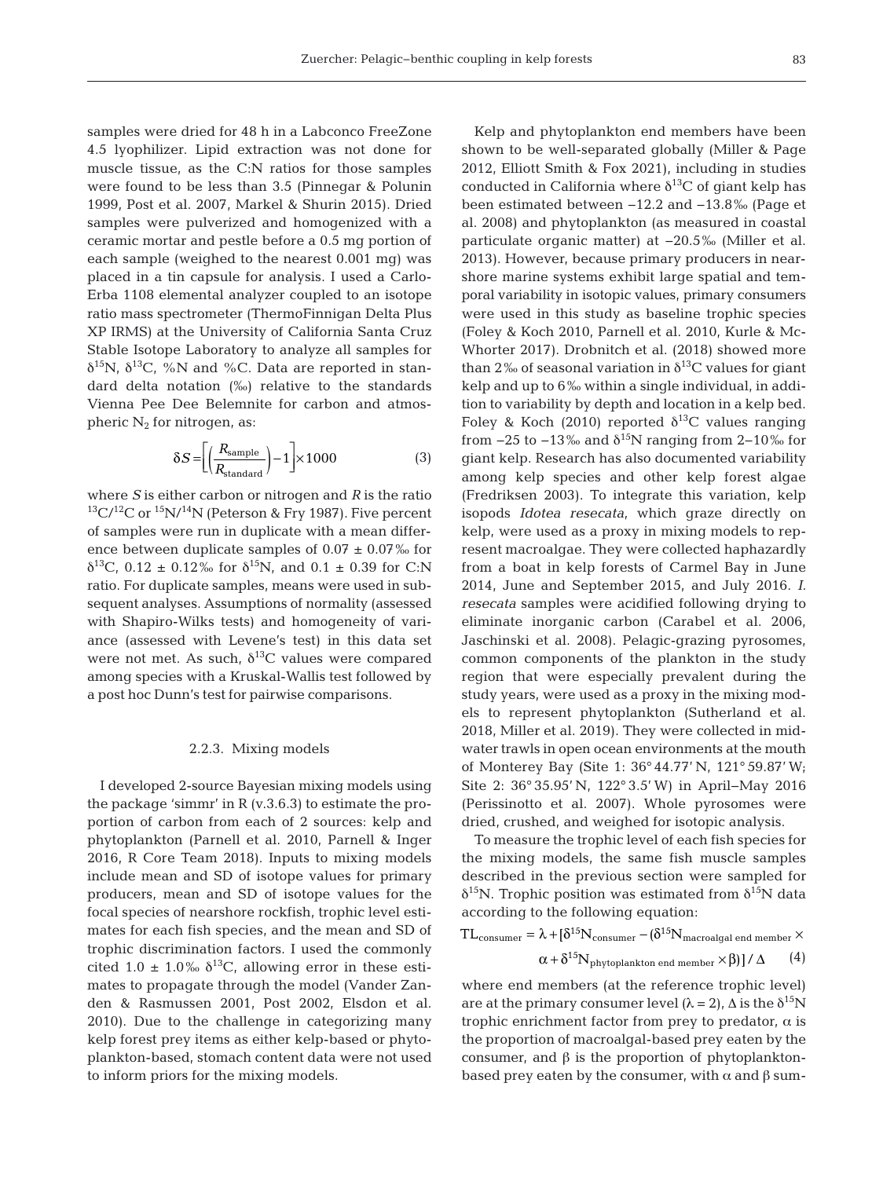samples were dried for 48 h in a Labconco FreeZone 4.5 lyophilizer. Lipid extraction was not done for muscle tissue, as the C:N ratios for those samples were found to be less than 3.5 (Pinnegar & Polunin 1999, Post et al. 2007, Markel & Shurin 2015). Dried samples were pulverized and homogenized with a ceramic mortar and pestle before a 0.5 mg portion of each sample (weighed to the nearest 0.001 mg) was placed in a tin capsule for analysis. I used a Carlo-Erba 1108 elemental analyzer coupled to an isotope ratio mass spectrometer (ThermoFinnigan Delta Plus XP IRMS) at the University of California Santa Cruz Stable Isotope Laboratory to analyze all samples for $\delta^{15}$N, $\delta^{13}$C, %N and %C. Data are reported in standard delta notation (‰) relative to the standards Vienna Pee Dee Belemnite for carbon and atmospheric $N_2$ for nitrogen, as:

$$\delta S = \left[\left(\frac{R_{\text{sample}}}{R_{\text{standard}}}\right) - 1\right] \times 1000 \quad (3)$$

where $S$ is either carbon or nitrogen and $R$ is the ratio $^{13}$C/$^{12}$C or $^{15}$N/$^{14}$N (Peterson & Fry 1987). Five percent of samples were run in duplicate with a mean difference between duplicate samples of 0.07 ± 0.07‰ for $\delta^{13}$C, 0.12 ± 0.12‰ for $\delta^{15}$N, and 0.1 ± 0.39 for C:N ratio. For duplicate samples, means were used in subsequent analyses. Assumptions of normality (assessed with Shapiro-Wilks tests) and homogeneity of variance (assessed with Levene's test) in this data set were not met. As such, $\delta^{13}$C values were compared among species with a Kruskal-Wallis test followed by a post hoc Dunn's test for pairwise comparisons.

### 2.2.3. Mixing models

I developed 2-source Bayesian mixing models using the package 'simmr' in R (v.3.6.3) to estimate the proportion of carbon from each of 2 sources: kelp and phytoplankton (Parnell et al. 2010, Parnell & Inger 2016, R Core Team 2018). Inputs to mixing models include mean and SD of isotope values for primary producers, mean and SD of isotope values for the focal species of nearshore rockfish, trophic level estimates for each fish species, and the mean and SD of trophic discrimination factors. I used the commonly cited 1.0 ± 1.0‰ $\delta^{13}$C, allowing error in these estimates to propagate through the model (Vander Zanden & Rasmussen 2001, Post 2002, Elsdon et al. 2010). Due to the challenge in categorizing many kelp forest prey items as either kelp-based or phytoplankton-based, stomach content data were not used to inform priors for the mixing models.

Kelp and phytoplankton end members have been shown to be well-separated globally (Miller & Page 2012, Elliott Smith & Fox 2021), including in studies conducted in California where $\delta^{13}$C of giant kelp has been estimated between −12.2 and −13.8‰ (Page et al. 2008) and phytoplankton (as measured in coastal particulate organic matter) at −20.5‰ (Miller et al. 2013). However, because primary producers in nearshore marine systems exhibit large spatial and temporal variability in isotopic values, primary consumers were used in this study as baseline trophic species (Foley & Koch 2010, Parnell et al. 2010, Kurle & McWhorter 2017). Drobnitch et al. (2018) showed more than 2‰ of seasonal variation in $\delta^{13}$C values for giant kelp and up to 6‰ within a single individual, in addition to variability by depth and location in a kelp bed. Foley & Koch (2010) reported $\delta^{13}$C values ranging from −25 to −13‰ and $\delta^{15}$N ranging from 2–10‰ for giant kelp. Research has also documented variability among kelp species and other kelp forest algae (Fredriksen 2003). To integrate this variation, kelp isopods *Idotea resecata*, which graze directly on kelp, were used as a proxy in mixing models to represent macroalgae. They were collected haphazardly from a boat in kelp forests of Carmel Bay in June 2014, June and September 2015, and July 2016. *I. resecata* samples were acidified following drying to eliminate inorganic carbon (Carabel et al. 2006, Jaschinski et al. 2008). Pelagic-grazing pyrosomes, common components of the plankton in the study region that were especially prevalent during the study years, were used as a proxy in the mixing models to represent phytoplankton (Sutherland et al. 2018, Miller et al. 2019). They were collected in midwater trawls in open ocean environments at the mouth of Monterey Bay (Site 1: 36° 44.77' N, 121° 59.87' W; Site 2: 36° 35.95' N, 122° 3.5' W) in April–May 2016 (Perissinotto et al. 2007). Whole pyrosomes were dried, crushed, and weighed for isotopic analysis.

To measure the trophic level of each fish species for the mixing models, the same fish muscle samples described in the previous section were sampled for $\delta^{15}$N. Trophic position was estimated from $\delta^{15}$N data according to the following equation:

$$\text{TL}_{\text{consumer}} = \lambda + [\delta^{15}\text{N}_{\text{consumer}} - (\delta^{15}\text{N}_{\text{macroalgal end member}} \times \alpha + \delta^{15}\text{N}_{\text{phytoplankton end member}} \times \beta)] / \Delta \quad (4)$$

where end members (at the reference trophic level) are at the primary consumer level ($\lambda = 2$), $\Delta$ is the $\delta^{15}$N trophic enrichment factor from prey to predator, $\alpha$ is the proportion of macroalgal-based prey eaten by the consumer, and $\beta$ is the proportion of phytoplankton-based prey eaten by the consumer, with $\alpha$ and $\beta$ sum-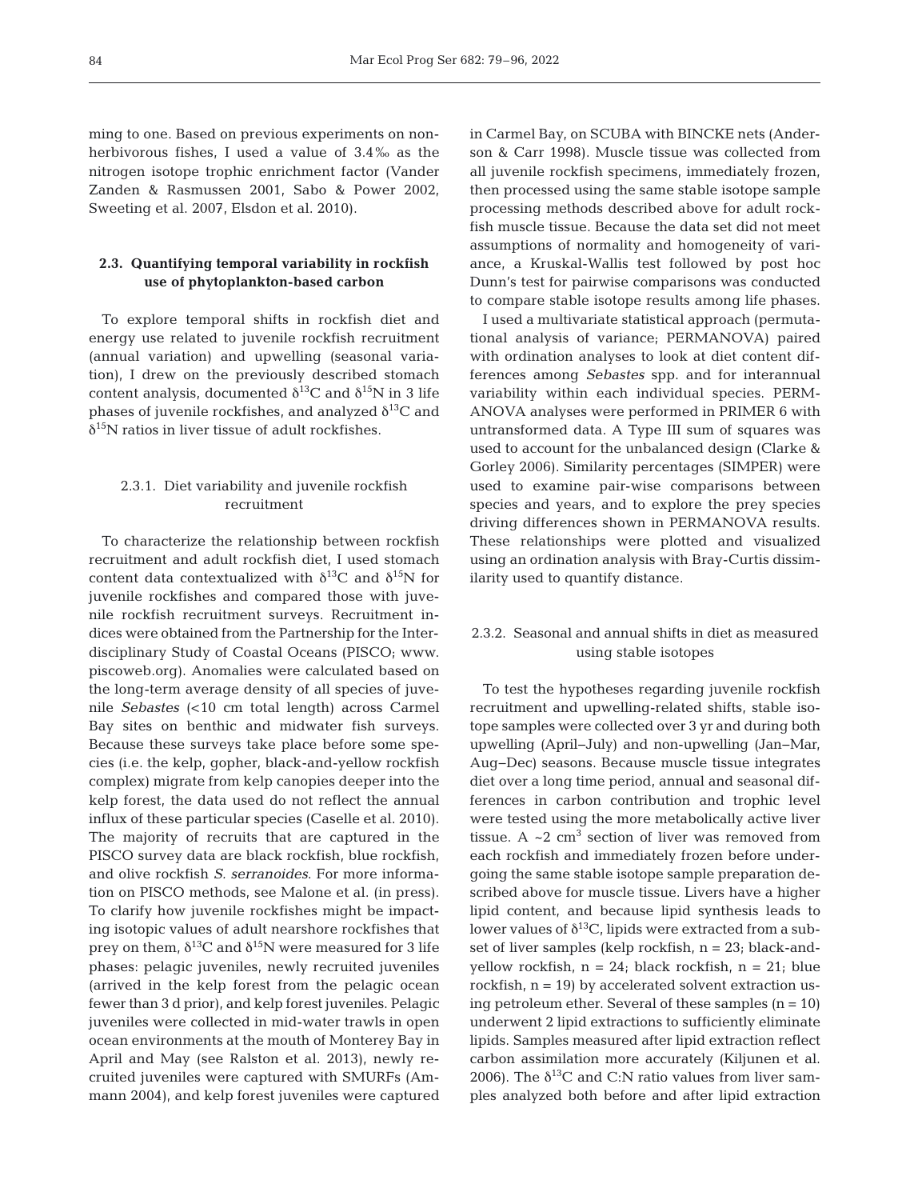ming to one. Based on previous experiments on non-herbivorous fishes, I used a value of 3.4‰ as the nitrogen isotope trophic enrichment factor (Vander Zanden & Rasmussen 2001, Sabo & Power 2002, Sweeting et al. 2007, Elsdon et al. 2010).

### 2.3. Quantifying temporal variability in rockfish use of phytoplankton-based carbon

To explore temporal shifts in rockfish diet and energy use related to juvenile rockfish recruitment (annual variation) and upwelling (seasonal variation), I drew on the previously described stomach content analysis, documented $\delta^{13}C$ and $\delta^{15}N$ in 3 life phases of juvenile rockfishes, and analyzed $\delta^{13}C$ and $\delta^{15}N$ ratios in liver tissue of adult rockfishes.

#### 2.3.1. Diet variability and juvenile rockfish recruitment

To characterize the relationship between rockfish recruitment and adult rockfish diet, I used stomach content data contextualized with $\delta^{13}C$ and $\delta^{15}N$ for juvenile rockfishes and compared those with juvenile rockfish recruitment surveys. Recruitment indices were obtained from the Partnership for the Interdisciplinary Study of Coastal Oceans (PISCO; www.piscoweb.org). Anomalies were calculated based on the long-term average density of all species of juvenile *Sebastes* (<10 cm total length) across Carmel Bay sites on benthic and midwater fish surveys. Because these surveys take place before some species (i.e. the kelp, gopher, black-and-yellow rockfish complex) migrate from kelp canopies deeper into the kelp forest, the data used do not reflect the annual influx of these particular species (Caselle et al. 2010). The majority of recruits that are captured in the PISCO survey data are black rockfish, blue rockfish, and olive rockfish *S. serranoides*. For more information on PISCO methods, see Malone et al. (in press). To clarify how juvenile rockfishes might be impacting isotopic values of adult nearshore rockfishes that prey on them, $\delta^{13}C$ and $\delta^{15}N$ were measured for 3 life phases: pelagic juveniles, newly recruited juveniles (arrived in the kelp forest from the pelagic ocean fewer than 3 d prior), and kelp forest juveniles. Pelagic juveniles were collected in mid-water trawls in open ocean environments at the mouth of Monterey Bay in April and May (see Ralston et al. 2013), newly recruited juveniles were captured with SMURFs (Ammann 2004), and kelp forest juveniles were captured in Carmel Bay, on SCUBA with BINCKE nets (Anderson & Carr 1998). Muscle tissue was collected from all juvenile rockfish specimens, immediately frozen, then processed using the same stable isotope sample processing methods described above for adult rockfish muscle tissue. Because the data set did not meet assumptions of normality and homogeneity of variance, a Kruskal-Wallis test followed by post hoc Dunn's test for pairwise comparisons was conducted to compare stable isotope results among life phases.

I used a multivariate statistical approach (permutational analysis of variance; PERMANOVA) paired with ordination analyses to look at diet content differences among *Sebastes* spp. and for interannual variability within each individual species. PERMANOVA analyses were performed in PRIMER 6 with untransformed data. A Type III sum of squares was used to account for the unbalanced design (Clarke & Gorley 2006). Similarity percentages (SIMPER) were used to examine pair-wise comparisons between species and years, and to explore the prey species driving differences shown in PERMANOVA results. These relationships were plotted and visualized using an ordination analysis with Bray-Curtis dissimilarity used to quantify distance.

#### 2.3.2. Seasonal and annual shifts in diet as measured using stable isotopes

To test the hypotheses regarding juvenile rockfish recruitment and upwelling-related shifts, stable isotope samples were collected over 3 yr and during both upwelling (April–July) and non-upwelling (Jan–Mar, Aug–Dec) seasons. Because muscle tissue integrates diet over a long time period, annual and seasonal differences in carbon contribution and trophic level were tested using the more metabolically active liver tissue. A ~2 $cm^3$ section of liver was removed from each rockfish and immediately frozen before undergoing the same stable isotope sample preparation described above for muscle tissue. Livers have a higher lipid content, and because lipid synthesis leads to lower values of $\delta^{13}C$, lipids were extracted from a subset of liver samples (kelp rockfish, n = 23; black-and-yellow rockfish, n = 24; black rockfish, n = 21; blue rockfish, n = 19) by accelerated solvent extraction using petroleum ether. Several of these samples (n = 10) underwent 2 lipid extractions to sufficiently eliminate lipids. Samples measured after lipid extraction reflect carbon assimilation more accurately (Kiljunen et al. 2006). The $\delta^{13}C$ and C:N ratio values from liver samples analyzed both before and after lipid extraction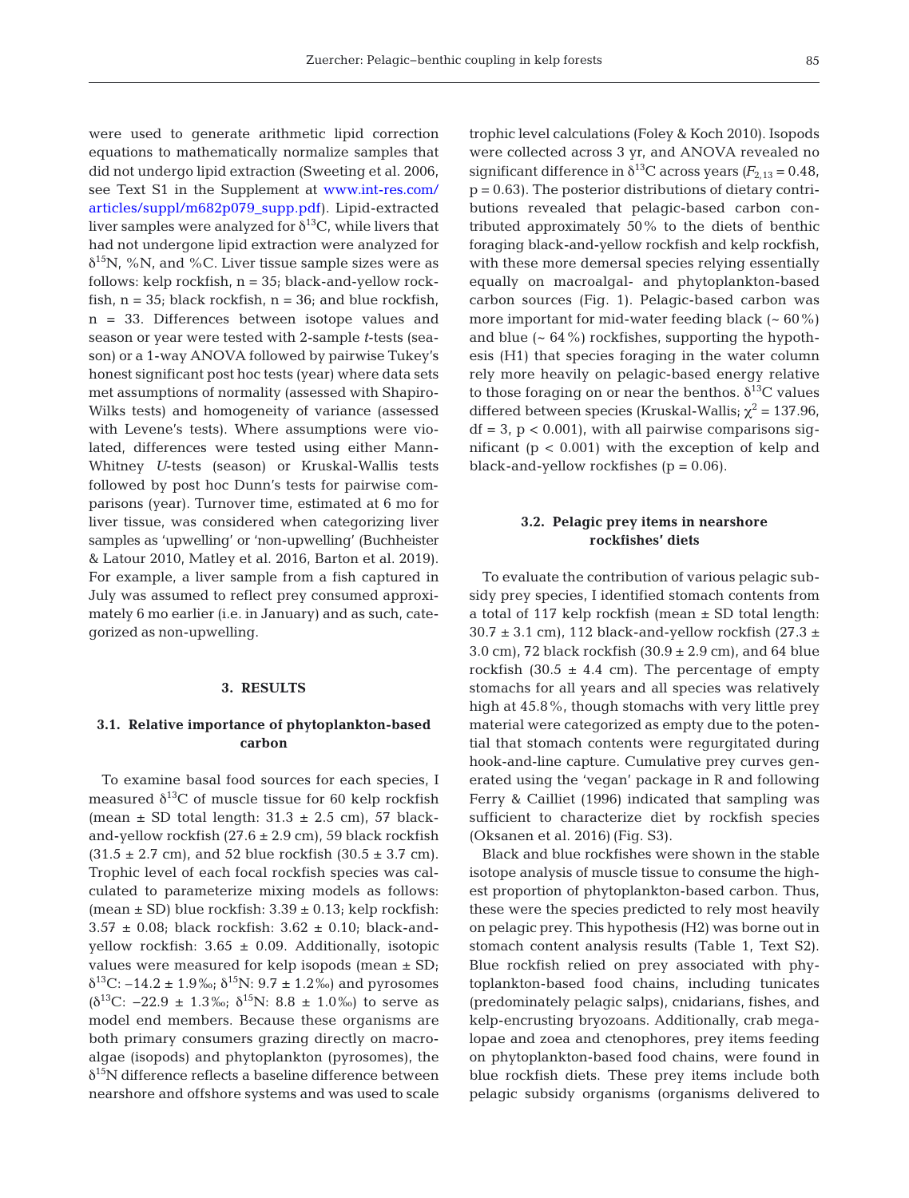were used to generate arithmetic lipid correction equations to mathematically normalize samples that did not undergo lipid extraction (Sweeting et al. 2006, see Text S1 in the Supplement at www.int-res.com/articles/suppl/m682p079_supp.pdf). Lipid-extracted liver samples were analyzed for $\delta^{13}C$, while livers that had not undergone lipid extraction were analyzed for $\delta^{15}N$, %N, and %C. Liver tissue sample sizes were as follows: kelp rockfish, n = 35; black-and-yellow rockfish, n = 35; black rockfish, n = 36; and blue rockfish, n = 33. Differences between isotope values and season or year were tested with 2-sample *t*-tests (season) or a 1-way ANOVA followed by pairwise Tukey's honest significant post hoc tests (year) where data sets met assumptions of normality (assessed with Shapiro-Wilks tests) and homogeneity of variance (assessed with Levene's tests). Where assumptions were violated, differences were tested using either Mann-Whitney *U*-tests (season) or Kruskal-Wallis tests followed by post hoc Dunn's tests for pairwise comparisons (year). Turnover time, estimated at 6 mo for liver tissue, was considered when categorizing liver samples as 'upwelling' or 'non-upwelling' (Buchheister & Latour 2010, Matley et al. 2016, Barton et al. 2019). For example, a liver sample from a fish captured in July was assumed to reflect prey consumed approximately 6 mo earlier (i.e. in January) and as such, categorized as non-upwelling.

## 3. RESULTS

### 3.1. Relative importance of phytoplankton-based carbon

To examine basal food sources for each species, I measured $\delta^{13}C$ of muscle tissue for 60 kelp rockfish (mean ± SD total length: 31.3 ± 2.5 cm), 57 black-and-yellow rockfish (27.6 ± 2.9 cm), 59 black rockfish (31.5 ± 2.7 cm), and 52 blue rockfish (30.5 ± 3.7 cm). Trophic level of each focal rockfish species was calculated to parameterize mixing models as follows: (mean ± SD) blue rockfish: 3.39 ± 0.13; kelp rockfish: 3.57 ± 0.08; black rockfish: 3.62 ± 0.10; black-and-yellow rockfish: 3.65 ± 0.09. Additionally, isotopic values were measured for kelp isopods (mean ± SD; $\delta^{13}C$: −14.2 ± 1.9‰; $\delta^{15}N$: 9.7 ± 1.2‰) and pyrosomes ($\delta^{13}C$: −22.9 ± 1.3‰; $\delta^{15}N$: 8.8 ± 1.0‰) to serve as model end members. Because these organisms are both primary consumers grazing directly on macroalgae (isopods) and phytoplankton (pyrosomes), the $\delta^{15}N$ difference reflects a baseline difference between nearshore and offshore systems and was used to scale trophic level calculations (Foley & Koch 2010). Isopods were collected across 3 yr, and ANOVA revealed no significant difference in $\delta^{13}C$ across years ($F_{2,13}$ = 0.48, p = 0.63). The posterior distributions of dietary contributions revealed that pelagic-based carbon contributed approximately 50% to the diets of benthic foraging black-and-yellow rockfish and kelp rockfish, with these more demersal species relying essentially equally on macroalgal- and phytoplankton-based carbon sources (Fig. 1). Pelagic-based carbon was more important for mid-water feeding black (~ 60%) and blue (~ 64%) rockfishes, supporting the hypothesis (H1) that species foraging in the water column rely more heavily on pelagic-based energy relative to those foraging on or near the benthos. $\delta^{13}C$ values differed between species (Kruskal-Wallis; $\chi^2$ = 137.96, df = 3, p < 0.001), with all pairwise comparisons significant (p < 0.001) with the exception of kelp and black-and-yellow rockfishes (p = 0.06).

### 3.2. Pelagic prey items in nearshore rockfishes' diets

To evaluate the contribution of various pelagic subsidy prey species, I identified stomach contents from a total of 117 kelp rockfish (mean ± SD total length: 30.7 ± 3.1 cm), 112 black-and-yellow rockfish (27.3 ± 3.0 cm), 72 black rockfish (30.9 ± 2.9 cm), and 64 blue rockfish (30.5 ± 4.4 cm). The percentage of empty stomachs for all years and all species was relatively high at 45.8%, though stomachs with very little prey material were categorized as empty due to the potential that stomach contents were regurgitated during hook-and-line capture. Cumulative prey curves generated using the 'vegan' package in R and following Ferry & Cailliet (1996) indicated that sampling was sufficient to characterize diet by rockfish species (Oksanen et al. 2016) (Fig. S3).

Black and blue rockfishes were shown in the stable isotope analysis of muscle tissue to consume the highest proportion of phytoplankton-based carbon. Thus, these were the species predicted to rely most heavily on pelagic prey. This hypothesis (H2) was borne out in stomach content analysis results (Table 1, Text S2). Blue rockfish relied on prey associated with phytoplankton-based food chains, including tunicates (predominately pelagic salps), cnidarians, fishes, and kelp-encrusting bryozoans. Additionally, crab megalopae and zoea and ctenophores, prey items feeding on phytoplankton-based food chains, were found in blue rockfish diets. These prey items include both pelagic subsidy organisms (organisms delivered to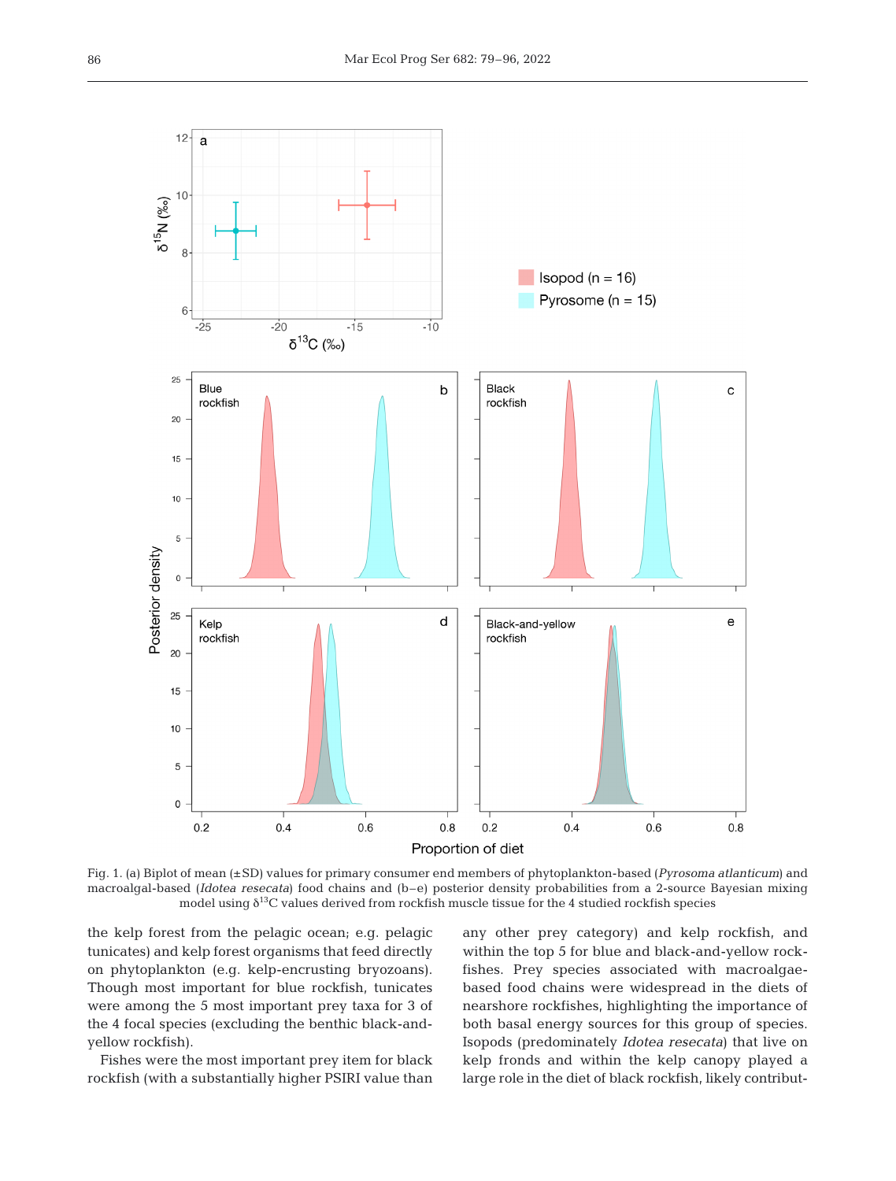Fig. 1. (a) Biplot of mean (±SD) values for primary consumer end members of phytoplankton-based (*Pyrosoma atlanticum*) and macroalgal-based (*Idotea resecata*) food chains and (b–e) posterior density probabilities from a 2-source Bayesian mixing model using $\delta^{13}C$ values derived from rockfish muscle tissue for the 4 studied rockfish species

the kelp forest from the pelagic ocean; e.g. pelagic tunicates) and kelp forest organisms that feed directly on phytoplankton (e.g. kelp-encrusting bryozoans). Though most important for blue rockfish, tunicates were among the 5 most important prey taxa for 3 of the 4 focal species (excluding the benthic black-and-yellow rockfish).

Fishes were the most important prey item for black rockfish (with a substantially higher PSIRI value than any other prey category) and kelp rockfish, and within the top 5 for blue and black-and-yellow rockfishes. Prey species associated with macroalgae-based food chains were widespread in the diets of nearshore rockfishes, highlighting the importance of both basal energy sources for this group of species. Isopods (predominately *Idotea resecata*) that live on kelp fronds and within the kelp canopy played a large role in the diet of black rockfish, likely contribut-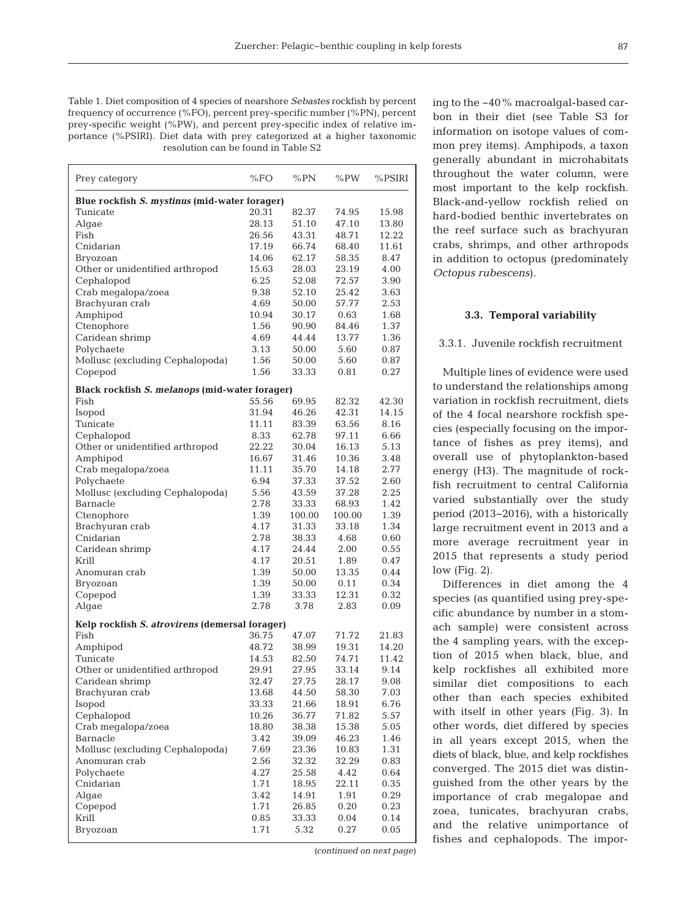Table 1. Diet composition of 4 species of nearshore *Sebastes* rockfish by percent frequency of occurrence (%FO), percent prey-specific number (%PN), percent prey-specific weight (%PW), and percent prey-specific index of relative importance (%PSIRI). Diet data with prey categorized at a higher taxonomic resolution can be found in Table S2

| Prey category | %FO | %PN | %PW | %PSIRI |
|---|---|---|---|---|
| **Blue rockfish *S. mystinus* (mid-water forager)** | | | | |
| Tunicate | 20.31 | 82.37 | 74.95 | 15.98 |
| Algae | 28.13 | 51.10 | 47.10 | 13.80 |
| Fish | 26.56 | 43.31 | 48.71 | 12.22 |
| Cnidarian | 17.19 | 66.74 | 68.40 | 11.61 |
| Bryozoan | 14.06 | 62.17 | 58.35 | 8.47 |
| Other or unidentified arthropod | 15.63 | 28.03 | 23.19 | 4.00 |
| Cephalopod | 6.25 | 52.08 | 72.57 | 3.90 |
| Crab megalopa/zoea | 9.38 | 52.10 | 25.42 | 3.63 |
| Brachyuran crab | 4.69 | 50.00 | 57.77 | 2.53 |
| Amphipod | 10.94 | 30.17 | 0.63 | 1.68 |
| Ctenophore | 1.56 | 90.90 | 84.46 | 1.37 |
| Caridean shrimp | 4.69 | 44.44 | 13.77 | 1.36 |
| Polychaete | 3.13 | 50.00 | 5.60 | 0.87 |
| Mollusc (excluding Cephalopoda) | 1.56 | 50.00 | 5.60 | 0.87 |
| Copepod | 1.56 | 33.33 | 0.81 | 0.27 |
| **Black rockfish *S. melanops* (mid-water forager)** | | | | |
| Fish | 55.56 | 69.95 | 82.32 | 42.30 |
| Isopod | 31.94 | 46.26 | 42.31 | 14.15 |
| Tunicate | 11.11 | 83.39 | 63.56 | 8.16 |
| Cephalopod | 8.33 | 62.78 | 97.11 | 6.66 |
| Other or unidentified arthropod | 22.22 | 30.04 | 16.13 | 5.13 |
| Amphipod | 16.67 | 31.46 | 10.36 | 3.48 |
| Crab megalopa/zoea | 11.11 | 35.70 | 14.18 | 2.77 |
| Polychaete | 6.94 | 37.33 | 37.52 | 2.60 |
| Mollusc (excluding Cephalopoda) | 5.56 | 43.59 | 37.28 | 2.25 |
| Barnacle | 2.78 | 33.33 | 68.93 | 1.42 |
| Ctenophore | 1.39 | 100.00 | 100.00 | 1.39 |
| Brachyuran crab | 4.17 | 31.33 | 33.18 | 1.34 |
| Cnidarian | 2.78 | 38.33 | 4.68 | 0.60 |
| Caridean shrimp | 4.17 | 24.44 | 2.00 | 0.55 |
| Krill | 4.17 | 20.51 | 1.89 | 0.47 |
| Anomuran crab | 1.39 | 50.00 | 13.35 | 0.44 |
| Bryozoan | 1.39 | 50.00 | 0.11 | 0.34 |
| Copepod | 1.39 | 33.33 | 12.31 | 0.32 |
| Algae | 2.78 | 3.78 | 2.83 | 0.09 |
| **Kelp rockfish *S. atrovirens* (demersal forager)** | | | | |
| Fish | 36.75 | 47.07 | 71.72 | 21.83 |
| Amphipod | 48.72 | 38.99 | 19.31 | 14.20 |
| Tunicate | 14.53 | 82.50 | 74.71 | 11.42 |
| Other or unidentified arthropod | 29.91 | 27.95 | 33.14 | 9.14 |
| Caridean shrimp | 32.47 | 27.75 | 28.17 | 9.08 |
| Brachyuran crab | 13.68 | 44.50 | 58.30 | 7.03 |
| Isopod | 33.33 | 21.66 | 18.91 | 6.76 |
| Cephalopod | 10.26 | 36.77 | 71.82 | 5.57 |
| Crab megalopa/zoea | 18.80 | 38.38 | 15.38 | 5.05 |
| Barnacle | 3.42 | 39.09 | 46.23 | 1.46 |
| Mollusc (excluding Cephalopoda) | 7.69 | 23.36 | 10.83 | 1.31 |
| Anomuran crab | 2.56 | 32.32 | 32.29 | 0.83 |
| Polychaete | 4.27 | 25.58 | 4.42 | 0.64 |
| Cnidarian | 1.71 | 18.95 | 22.11 | 0.35 |
| Algae | 3.42 | 14.91 | 1.91 | 0.29 |
| Copepod | 1.71 | 26.85 | 0.20 | 0.23 |
| Krill | 0.85 | 33.33 | 0.04 | 0.14 |
| Bryozoan | 1.71 | 5.32 | 0.27 | 0.05 |

(*continued on next page*)

ing to the ~40% macroalgal-based carbon in their diet (see Table S3 for information on isotope values of common prey items). Amphipods, a taxon generally abundant in microhabitats throughout the water column, were most important to the kelp rockfish. Black-and-yellow rockfish relied on hard-bodied benthic invertebrates on the reef surface such as brachyuran crabs, shrimps, and other arthropods in addition to octopus (predominately *Octopus rubescens*).

### 3.3. Temporal variability

#### 3.3.1. Juvenile rockfish recruitment

Multiple lines of evidence were used to understand the relationships among variation in rockfish recruitment, diets of the 4 focal nearshore rockfish species (especially focusing on the importance of fishes as prey items), and overall use of phytoplankton-based energy (H3). The magnitude of rockfish recruitment to central California varied substantially over the study period (2013–2016), with a historically large recruitment event in 2013 and a more average recruitment year in 2015 that represents a study period low (Fig. 2).

Differences in diet among the 4 species (as quantified using prey-specific abundance by number in a stomach sample) were consistent across the 4 sampling years, with the exception of 2015 when black, blue, and kelp rockfishes all exhibited more similar diet compositions to each other than each species exhibited with itself in other years (Fig. 3). In other words, diet differed by species in all years except 2015, when the diets of black, blue, and kelp rockfishes converged. The 2015 diet was distinguished from the other years by the importance of crab megalopae and zoea, tunicates, brachyuran crabs, and the relative unimportance of fishes and cephalopods. The impor-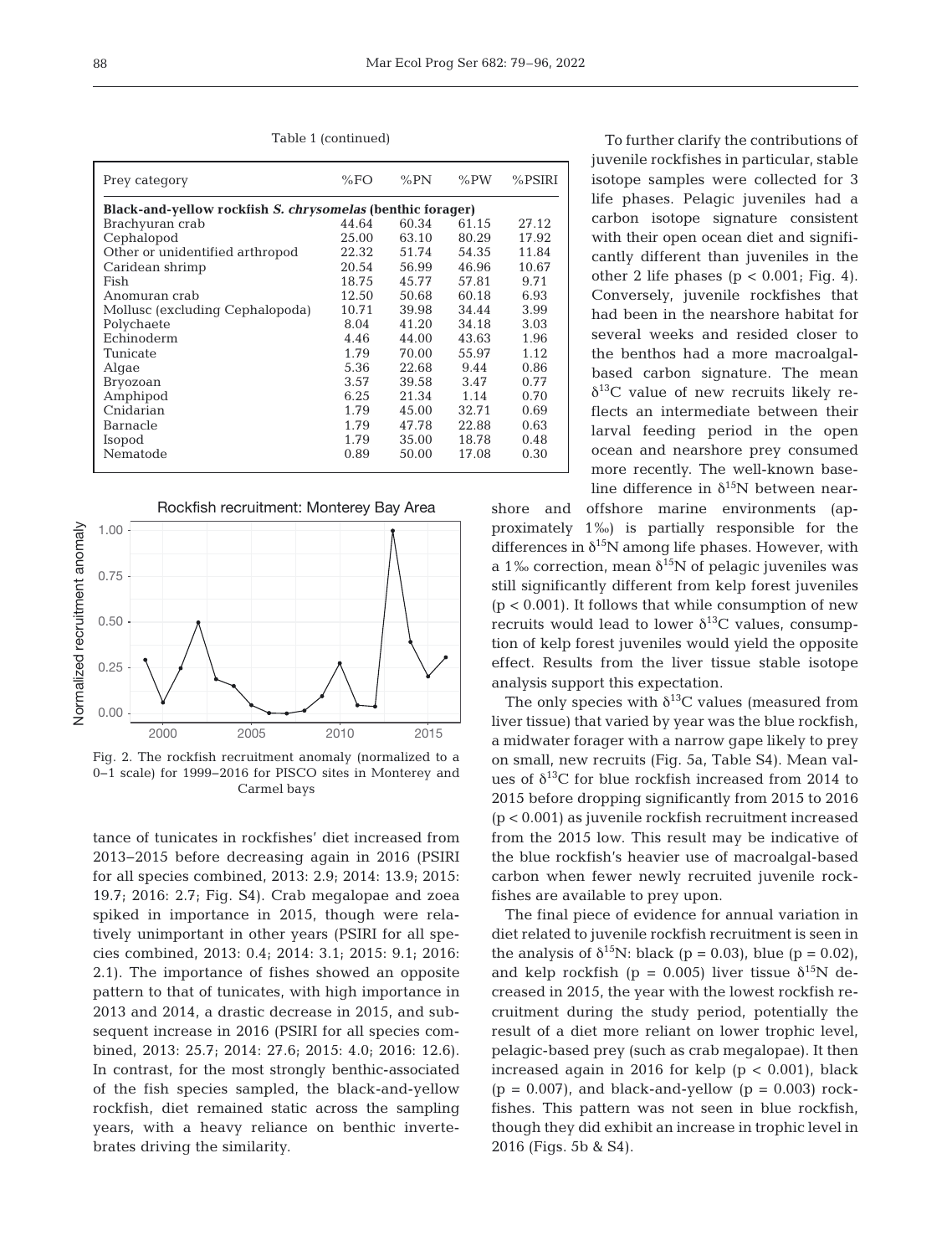Table 1 (continued)

| Prey category | %FO | %PN | %PW | %PSIRI |
|---|---|---|---|---|
| **Black-and-yellow rockfish *S. chrysomelas* (benthic forager)** | | | | |
| Brachyuran crab | 44.64 | 60.34 | 61.15 | 27.12 |
| Cephalopod | 25.00 | 63.10 | 80.29 | 17.92 |
| Other or unidentified arthropod | 22.32 | 51.74 | 54.35 | 11.84 |
| Caridean shrimp | 20.54 | 56.99 | 46.96 | 10.67 |
| Fish | 18.75 | 45.77 | 57.81 | 9.71 |
| Anomuran crab | 12.50 | 50.68 | 60.18 | 6.93 |
| Mollusc (excluding Cephalopoda) | 10.71 | 39.98 | 34.44 | 3.99 |
| Polychaete | 8.04 | 41.20 | 34.18 | 3.03 |
| Echinoderm | 4.46 | 44.00 | 43.63 | 1.96 |
| Tunicate | 1.79 | 70.00 | 55.97 | 1.12 |
| Algae | 5.36 | 22.68 | 9.44 | 0.86 |
| Bryozoan | 3.57 | 39.58 | 3.47 | 0.77 |
| Amphipod | 6.25 | 21.34 | 1.14 | 0.70 |
| Cnidarian | 1.79 | 45.00 | 32.71 | 0.69 |
| Barnacle | 1.79 | 47.78 | 22.88 | 0.63 |
| Isopod | 1.79 | 35.00 | 18.78 | 0.48 |
| Nematode | 0.89 | 50.00 | 17.08 | 0.30 |

Fig. 2. The rockfish recruitment anomaly (normalized to a 0–1 scale) for 1999–2016 for PISCO sites in Monterey and Carmel bays

tance of tunicates in rockfishes' diet increased from 2013–2015 before decreasing again in 2016 (PSIRI for all species combined, 2013: 2.9; 2014: 13.9; 2015: 19.7; 2016: 2.7; Fig. S4). Crab megalopae and zoea spiked in importance in 2015, though were relatively unimportant in other years (PSIRI for all species combined, 2013: 0.4; 2014: 3.1; 2015: 9.1; 2016: 2.1). The importance of fishes showed an opposite pattern to that of tunicates, with high importance in 2013 and 2014, a drastic decrease in 2015, and subsequent increase in 2016 (PSIRI for all species combined, 2013: 25.7; 2014: 27.6; 2015: 4.0; 2016: 12.6). In contrast, for the most strongly benthic-associated of the fish species sampled, the black-and-yellow rockfish, diet remained static across the sampling years, with a heavy reliance on benthic invertebrates driving the similarity.

To further clarify the contributions of juvenile rockfishes in particular, stable isotope samples were collected for 3 life phases. Pelagic juveniles had a carbon isotope signature consistent with their open ocean diet and significantly different than juveniles in the other 2 life phases ($p < 0.001$; Fig. 4). Conversely, juvenile rockfishes that had been in the nearshore habitat for several weeks and resided closer to the benthos had a more macroalgal-based carbon signature. The mean $\delta^{13}C$ value of new recruits likely reflects an intermediate between their larval feeding period in the open ocean and nearshore prey consumed more recently. The well-known baseline difference in $\delta^{15}N$ between nearshore and offshore marine environments (approximately 1‰) is partially responsible for the differences in $\delta^{15}N$ among life phases. However, with a 1‰ correction, mean $\delta^{15}N$ of pelagic juveniles was still significantly different from kelp forest juveniles ($p < 0.001$). It follows that while consumption of new recruits would lead to lower $\delta^{13}C$ values, consumption of kelp forest juveniles would yield the opposite effect. Results from the liver tissue stable isotope analysis support this expectation.

The only species with $\delta^{13}C$ values (measured from liver tissue) that varied by year was the blue rockfish, a midwater forager with a narrow gape likely to prey on small, new recruits (Fig. 5a, Table S4). Mean values of $\delta^{13}C$ for blue rockfish increased from 2014 to 2015 before dropping significantly from 2015 to 2016 ($p < 0.001$) as juvenile rockfish recruitment increased from the 2015 low. This result may be indicative of the blue rockfish's heavier use of macroalgal-based carbon when fewer newly recruited juvenile rockfishes are available to prey upon.

The final piece of evidence for annual variation in diet related to juvenile rockfish recruitment is seen in the analysis of $\delta^{15}N$: black ($p = 0.03$), blue ($p = 0.02$), and kelp rockfish ($p = 0.005$) liver tissue $\delta^{15}N$ decreased in 2015, the year with the lowest rockfish recruitment during the study period, potentially the result of a diet more reliant on lower trophic level, pelagic-based prey (such as crab megalopae). It then increased again in 2016 for kelp ($p < 0.001$), black ($p = 0.007$), and black-and-yellow ($p = 0.003$) rockfishes. This pattern was not seen in blue rockfish, though they did exhibit an increase in trophic level in 2016 (Figs. 5b & S4).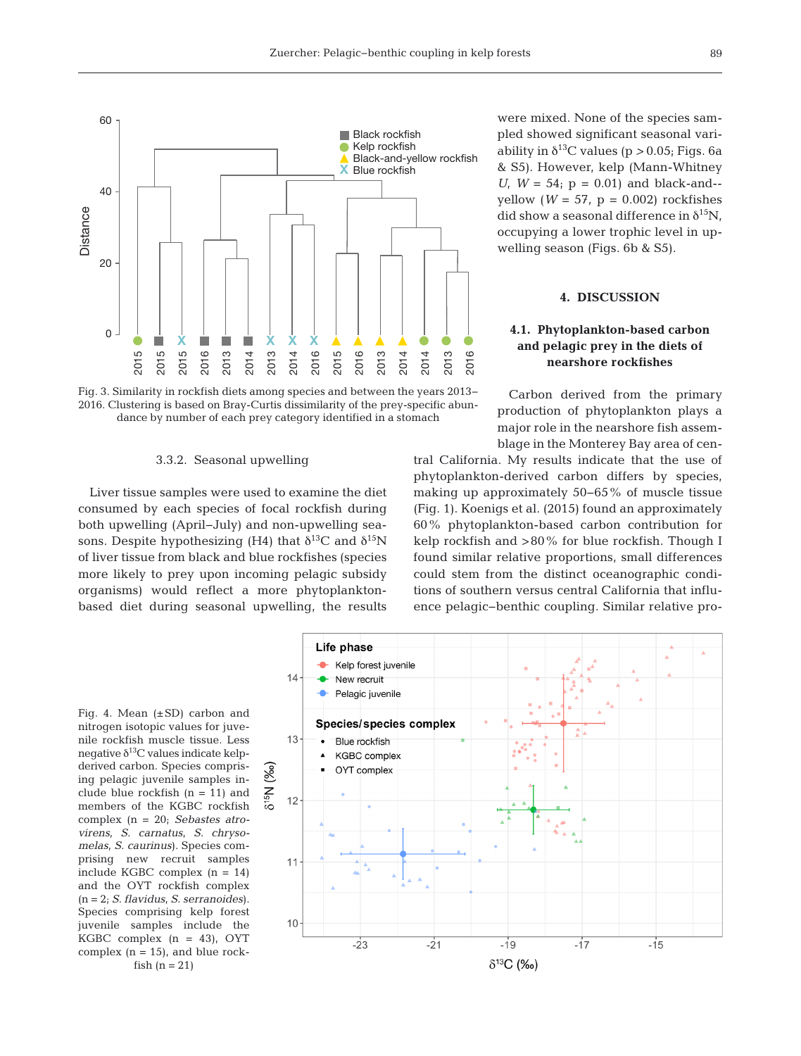Fig. 3. Similarity in rockfish diets among species and between the years 2013–2016. Clustering is based on Bray-Curtis dissimilarity of the prey-specific abundance by number of each prey category identified in a stomach

were mixed. None of the species sampled showed significant seasonal variability in $\delta^{13}$C values ($p > 0.05$; Figs. 6a & S5). However, kelp (Mann-Whitney *U*, $W = 54$; $p = 0.01$) and black-and-yellow ($W = 57$, $p = 0.002$) rockfishes did show a seasonal difference in $\delta^{15}$N, occupying a lower trophic level in upwelling season (Figs. 6b & S5).

#### 3.3.2. Seasonal upwelling

Liver tissue samples were used to examine the diet consumed by each species of focal rockfish during both upwelling (April–July) and non-upwelling seasons. Despite hypothesizing (H4) that $\delta^{13}$C and $\delta^{15}$N of liver tissue from black and blue rockfishes (species more likely to prey upon incoming pelagic subsidy organisms) would reflect a more phytoplankton-based diet during seasonal upwelling, the results

## 4. DISCUSSION

### 4.1. Phytoplankton-based carbon and pelagic prey in the diets of nearshore rockfishes

Carbon derived from the primary production of phytoplankton plays a major role in the nearshore fish assemblage in the Monterey Bay area of central California. My results indicate that the use of phytoplankton-derived carbon differs by species, making up approximately 50–65% of muscle tissue (Fig. 1). Koenigs et al. (2015) found an approximately 60% phytoplankton-based carbon contribution for kelp rockfish and >80% for blue rockfish. Though I found similar relative proportions, small differences could stem from the distinct oceanographic conditions of southern versus central California that influence pelagic–benthic coupling. Similar relative pro-

Fig. 4. Mean (±SD) carbon and nitrogen isotopic values for juvenile rockfish muscle tissue. Less negative $\delta^{13}$C values indicate kelp-derived carbon. Species comprising pelagic juvenile samples include blue rockfish (n = 11) and members of the KGBC rockfish complex (n = 20; *Sebastes atrovirens*, *S. carnatus*, *S. chrysomelas*, *S. caurinus*). Species comprising new recruit samples include KGBC complex (n = 14) and the OYT rockfish complex (n = 2; *S. flavidus*, *S. serranoides*). Species comprising kelp forest juvenile samples include the KGBC complex (n = 43), OYT complex (n = 15), and blue rockfish (n = 21)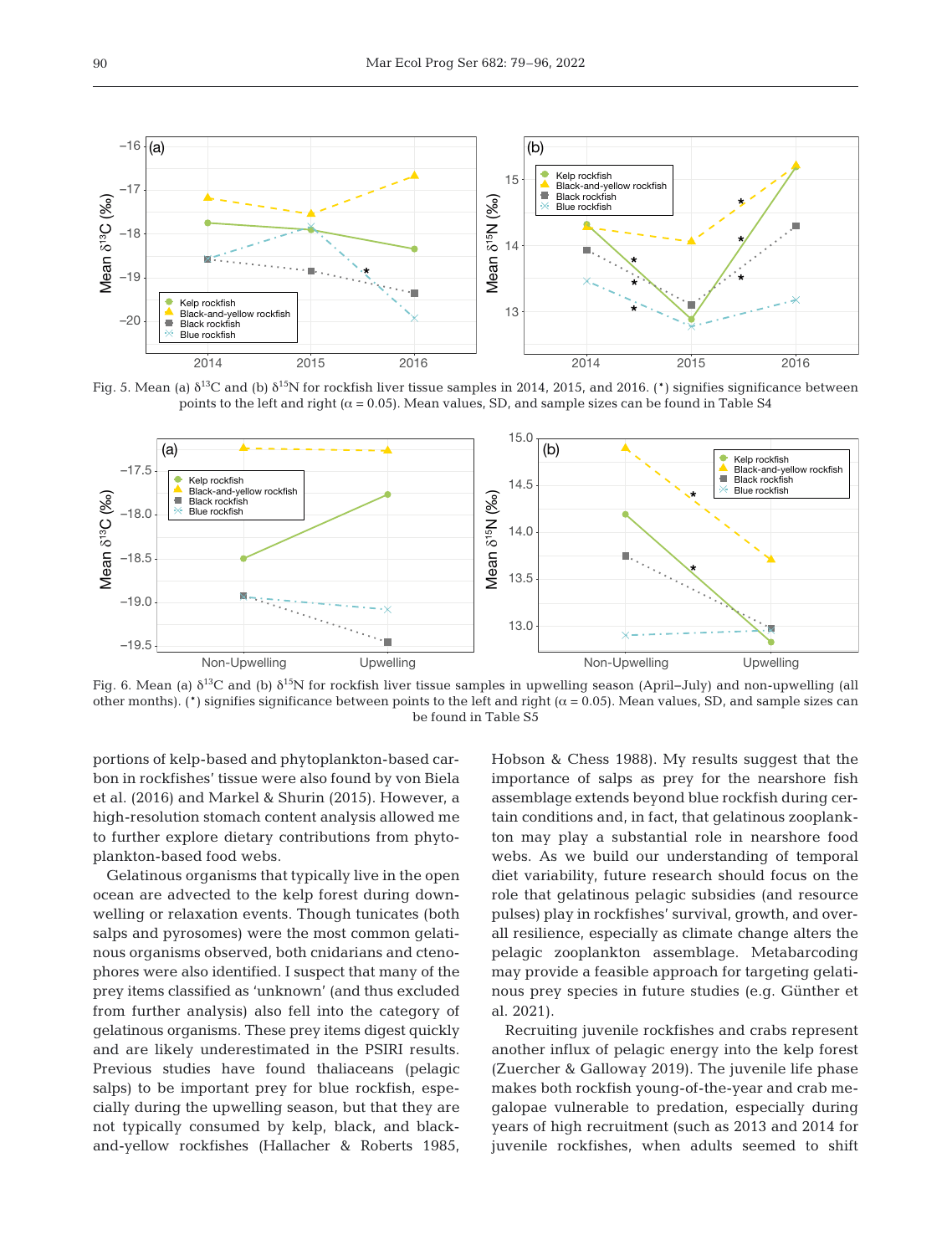Fig. 5. Mean (a) $\delta^{13}C$ and (b) $\delta^{15}N$ for rockfish liver tissue samples in 2014, 2015, and 2016. (*) signifies significance between points to the left and right ($\alpha = 0.05$). Mean values, SD, and sample sizes can be found in Table S4

Fig. 6. Mean (a) $\delta^{13}C$ and (b) $\delta^{15}N$ for rockfish liver tissue samples in upwelling season (April–July) and non-upwelling (all other months). (*) signifies significance between points to the left and right ($\alpha = 0.05$). Mean values, SD, and sample sizes can be found in Table S5

portions of kelp-based and phytoplankton-based carbon in rockfishes' tissue were also found by von Biela et al. (2016) and Markel & Shurin (2015). However, a high-resolution stomach content analysis allowed me to further explore dietary contributions from phytoplankton-based food webs.

Gelatinous organisms that typically live in the open ocean are advected to the kelp forest during downwelling or relaxation events. Though tunicates (both salps and pyrosomes) were the most common gelatinous organisms observed, both cnidarians and ctenophores were also identified. I suspect that many of the prey items classified as 'unknown' (and thus excluded from further analysis) also fell into the category of gelatinous organisms. These prey items digest quickly and are likely underestimated in the PSIRI results. Previous studies have found thaliaceans (pelagic salps) to be important prey for blue rockfish, especially during the upwelling season, but that they are not typically consumed by kelp, black, and black-and-yellow rockfishes (Hallacher & Roberts 1985, Hobson & Chess 1988). My results suggest that the importance of salps as prey for the nearshore fish assemblage extends beyond blue rockfish during certain conditions and, in fact, that gelatinous zooplankton may play a substantial role in nearshore food webs. As we build our understanding of temporal diet variability, future research should focus on the role that gelatinous pelagic subsidies (and resource pulses) play in rockfishes' survival, growth, and overall resilience, especially as climate change alters the pelagic zooplankton assemblage. Metabarcoding may provide a feasible approach for targeting gelatinous prey species in future studies (e.g. Günther et al. 2021).

Recruiting juvenile rockfishes and crabs represent another influx of pelagic energy into the kelp forest (Zuercher & Galloway 2019). The juvenile life phase makes both rockfish young-of-the-year and crab megalopae vulnerable to predation, especially during years of high recruitment (such as 2013 and 2014 for juvenile rockfishes, when adults seemed to shift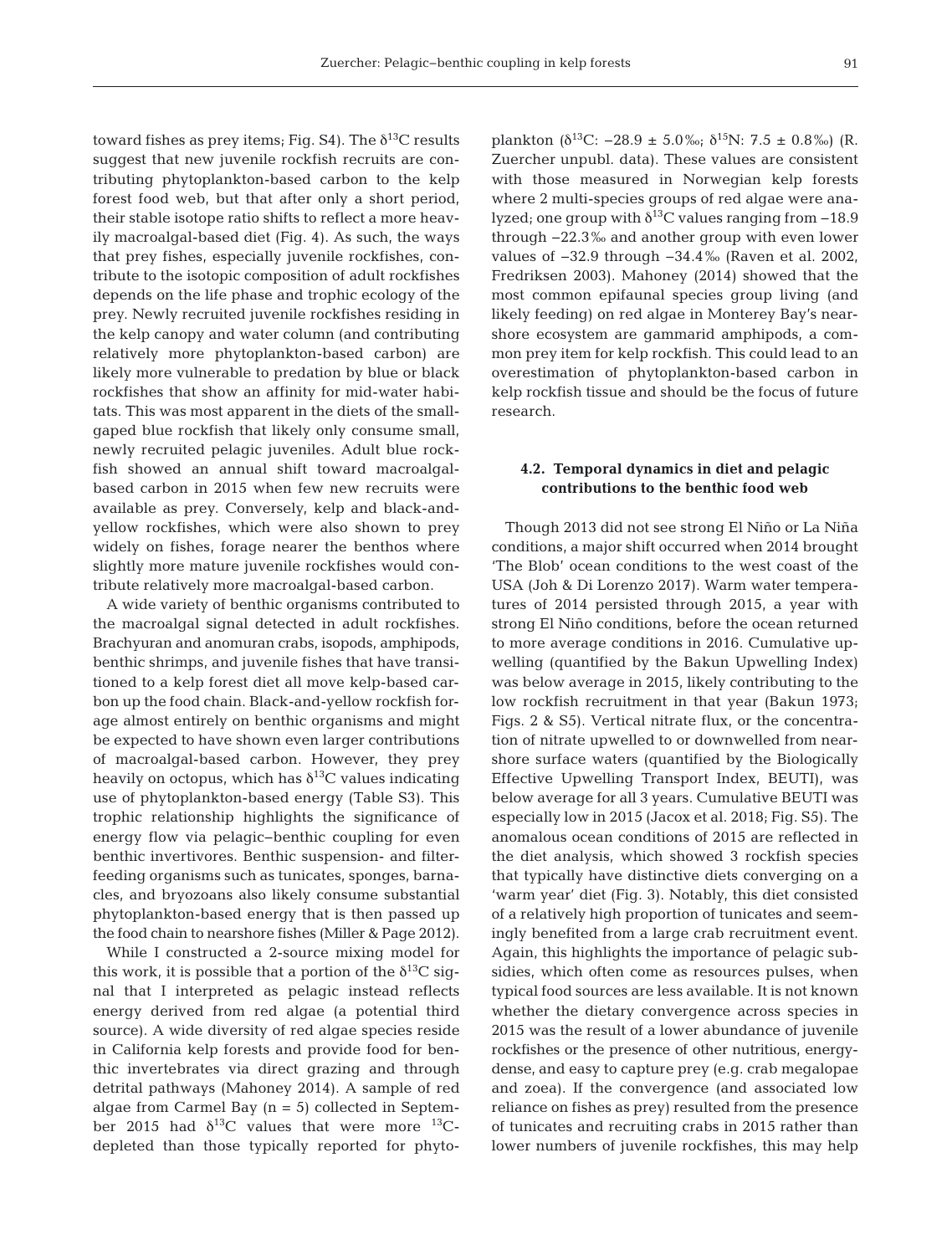toward fishes as prey items; Fig. S4). The $\delta^{13}C$ results suggest that new juvenile rockfish recruits are contributing phytoplankton-based carbon to the kelp forest food web, but that after only a short period, their stable isotope ratio shifts to reflect a more heavily macroalgal-based diet (Fig. 4). As such, the ways that prey fishes, especially juvenile rockfishes, contribute to the isotopic composition of adult rockfishes depends on the life phase and trophic ecology of the prey. Newly recruited juvenile rockfishes residing in the kelp canopy and water column (and contributing relatively more phytoplankton-based carbon) are likely more vulnerable to predation by blue or black rockfishes that show an affinity for mid-water habitats. This was most apparent in the diets of the small-gaped blue rockfish that likely only consume small, newly recruited pelagic juveniles. Adult blue rockfish showed an annual shift toward macroalgal-based carbon in 2015 when few new recruits were available as prey. Conversely, kelp and black-and-yellow rockfishes, which were also shown to prey widely on fishes, forage nearer the benthos where slightly more mature juvenile rockfishes would contribute relatively more macroalgal-based carbon.

A wide variety of benthic organisms contributed to the macroalgal signal detected in adult rockfishes. Brachyuran and anomuran crabs, isopods, amphipods, benthic shrimps, and juvenile fishes that have transitioned to a kelp forest diet all move kelp-based carbon up the food chain. Black-and-yellow rockfish forage almost entirely on benthic organisms and might be expected to have shown even larger contributions of macroalgal-based carbon. However, they prey heavily on octopus, which has $\delta^{13}C$ values indicating use of phytoplankton-based energy (Table S3). This trophic relationship highlights the significance of energy flow via pelagic–benthic coupling for even benthic invertivores. Benthic suspension- and filter-feeding organisms such as tunicates, sponges, barnacles, and bryozoans also likely consume substantial phytoplankton-based energy that is then passed up the food chain to nearshore fishes (Miller & Page 2012).

While I constructed a 2-source mixing model for this work, it is possible that a portion of the $\delta^{13}C$ signal that I interpreted as pelagic instead reflects energy derived from red algae (a potential third source). A wide diversity of red algae species reside in California kelp forests and provide food for benthic invertebrates via direct grazing and through detrital pathways (Mahoney 2014). A sample of red algae from Carmel Bay (n = 5) collected in September 2015 had $\delta^{13}C$ values that were more $^{13}C$-depleted than those typically reported for phytoplankton ($\delta^{13}C$: −28.9 ± 5.0‰; $\delta^{15}N$: 7.5 ± 0.8‰) (R. Zuercher unpubl. data). These values are consistent with those measured in Norwegian kelp forests where 2 multi-species groups of red algae were analyzed; one group with $\delta^{13}C$ values ranging from −18.9 through −22.3‰ and another group with even lower values of −32.9 through −34.4‰ (Raven et al. 2002, Fredriksen 2003). Mahoney (2014) showed that the most common epifaunal species group living (and likely feeding) on red algae in Monterey Bay's nearshore ecosystem are gammarid amphipods, a common prey item for kelp rockfish. This could lead to an overestimation of phytoplankton-based carbon in kelp rockfish tissue and should be the focus of future research.

### 4.2. Temporal dynamics in diet and pelagic contributions to the benthic food web

Though 2013 did not see strong El Niño or La Niña conditions, a major shift occurred when 2014 brought 'The Blob' ocean conditions to the west coast of the USA (Joh & Di Lorenzo 2017). Warm water temperatures of 2014 persisted through 2015, a year with strong El Niño conditions, before the ocean returned to more average conditions in 2016. Cumulative upwelling (quantified by the Bakun Upwelling Index) was below average in 2015, likely contributing to the low rockfish recruitment in that year (Bakun 1973; Figs. 2 & S5). Vertical nitrate flux, or the concentration of nitrate upwelled to or downwelled from nearshore surface waters (quantified by the Biologically Effective Upwelling Transport Index, BEUTI), was below average for all 3 years. Cumulative BEUTI was especially low in 2015 (Jacox et al. 2018; Fig. S5). The anomalous ocean conditions of 2015 are reflected in the diet analysis, which showed 3 rockfish species that typically have distinctive diets converging on a 'warm year' diet (Fig. 3). Notably, this diet consisted of a relatively high proportion of tunicates and seemingly benefited from a large crab recruitment event. Again, this highlights the importance of pelagic subsidies, which often come as resources pulses, when typical food sources are less available. It is not known whether the dietary convergence across species in 2015 was the result of a lower abundance of juvenile rockfishes or the presence of other nutritious, energy-dense, and easy to capture prey (e.g. crab megalopae and zoea). If the convergence (and associated low reliance on fishes as prey) resulted from the presence of tunicates and recruiting crabs in 2015 rather than lower numbers of juvenile rockfishes, this may help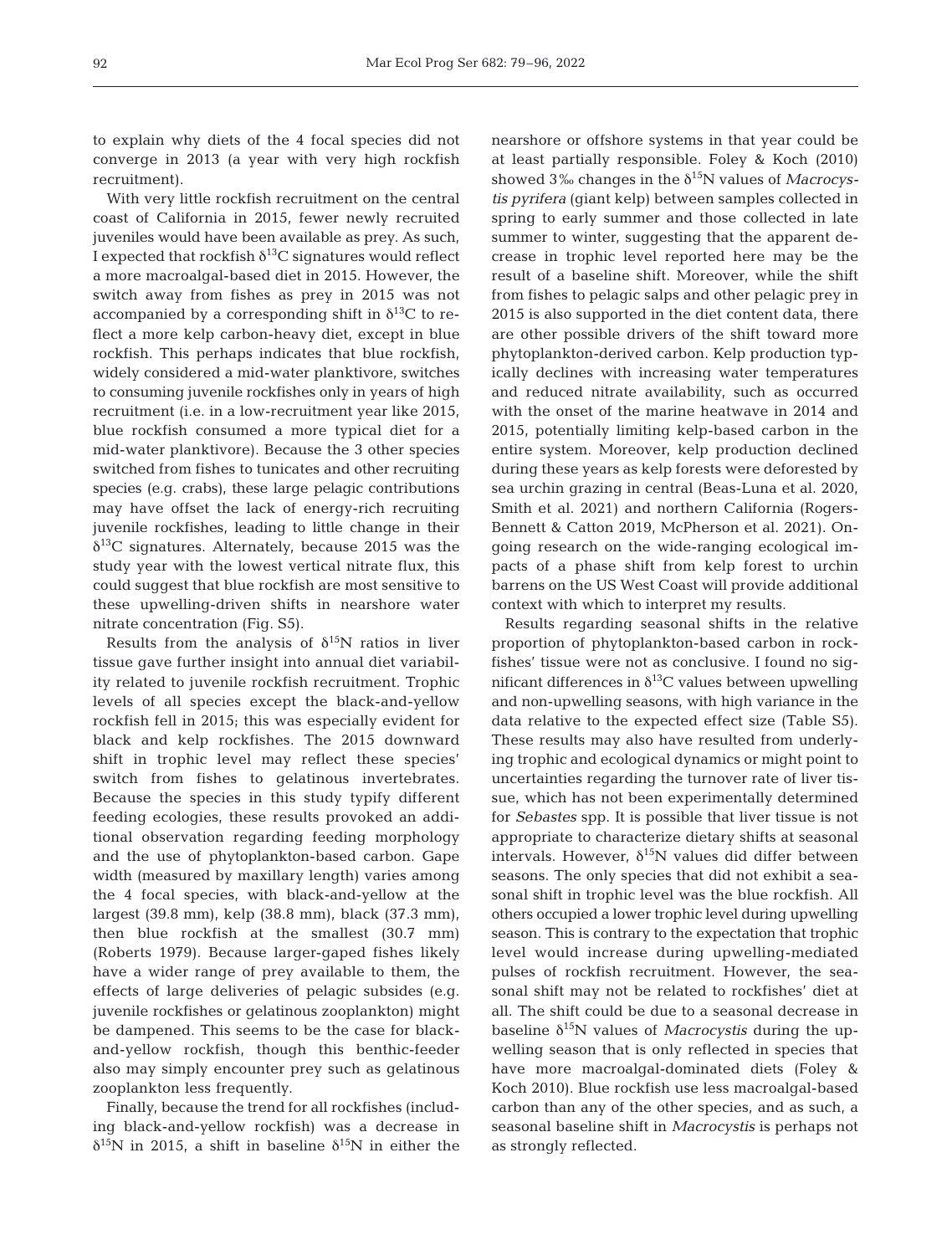to explain why diets of the 4 focal species did not converge in 2013 (a year with very high rockfish recruitment).

With very little rockfish recruitment on the central coast of California in 2015, fewer newly recruited juveniles would have been available as prey. As such, I expected that rockfish $\delta^{13}C$ signatures would reflect a more macroalgal-based diet in 2015. However, the switch away from fishes as prey in 2015 was not accompanied by a corresponding shift in $\delta^{13}C$ to reflect a more kelp carbon-heavy diet, except in blue rockfish. This perhaps indicates that blue rockfish, widely considered a mid-water planktivore, switches to consuming juvenile rockfishes only in years of high recruitment (i.e. in a low-recruitment year like 2015, blue rockfish consumed a more typical diet for a mid-water planktivore). Because the 3 other species switched from fishes to tunicates and other recruiting species (e.g. crabs), these large pelagic contributions may have offset the lack of energy-rich recruiting juvenile rockfishes, leading to little change in their $\delta^{13}C$ signatures. Alternately, because 2015 was the study year with the lowest vertical nitrate flux, this could suggest that blue rockfish are most sensitive to these upwelling-driven shifts in nearshore water nitrate concentration (Fig. S5).

Results from the analysis of $\delta^{15}N$ ratios in liver tissue gave further insight into annual diet variability related to juvenile rockfish recruitment. Trophic levels of all species except the black-and-yellow rockfish fell in 2015; this was especially evident for black and kelp rockfishes. The 2015 downward shift in trophic level may reflect these species' switch from fishes to gelatinous invertebrates. Because the species in this study typify different feeding ecologies, these results provoked an additional observation regarding feeding morphology and the use of phytoplankton-based carbon. Gape width (measured by maxillary length) varies among the 4 focal species, with black-and-yellow at the largest (39.8 mm), kelp (38.8 mm), black (37.3 mm), then blue rockfish at the smallest (30.7 mm) (Roberts 1979). Because larger-gaped fishes likely have a wider range of prey available to them, the effects of large deliveries of pelagic subsides (e.g. juvenile rockfishes or gelatinous zooplankton) might be dampened. This seems to be the case for black-and-yellow rockfish, though this benthic-feeder also may simply encounter prey such as gelatinous zooplankton less frequently.

Finally, because the trend for all rockfishes (including black-and-yellow rockfish) was a decrease in $\delta^{15}N$ in 2015, a shift in baseline $\delta^{15}N$ in either the nearshore or offshore systems in that year could be at least partially responsible. Foley & Koch (2010) showed 3‰ changes in the $\delta^{15}N$ values of *Macrocystis pyrifera* (giant kelp) between samples collected in spring to early summer and those collected in late summer to winter, suggesting that the apparent decrease in trophic level reported here may be the result of a baseline shift. Moreover, while the shift from fishes to pelagic salps and other pelagic prey in 2015 is also supported in the diet content data, there are other possible drivers of the shift toward more phytoplankton-derived carbon. Kelp production typically declines with increasing water temperatures and reduced nitrate availability, such as occurred with the onset of the marine heatwave in 2014 and 2015, potentially limiting kelp-based carbon in the entire system. Moreover, kelp production declined during these years as kelp forests were deforested by sea urchin grazing in central (Beas-Luna et al. 2020, Smith et al. 2021) and northern California (Rogers-Bennett & Catton 2019, McPherson et al. 2021). Ongoing research on the wide-ranging ecological impacts of a phase shift from kelp forest to urchin barrens on the US West Coast will provide additional context with which to interpret my results.

Results regarding seasonal shifts in the relative proportion of phytoplankton-based carbon in rockfishes' tissue were not as conclusive. I found no significant differences in $\delta^{13}C$ values between upwelling and non-upwelling seasons, with high variance in the data relative to the expected effect size (Table S5). These results may also have resulted from underlying trophic and ecological dynamics or might point to uncertainties regarding the turnover rate of liver tissue, which has not been experimentally determined for *Sebastes* spp. It is possible that liver tissue is not appropriate to characterize dietary shifts at seasonal intervals. However, $\delta^{15}N$ values did differ between seasons. The only species that did not exhibit a seasonal shift in trophic level was the blue rockfish. All others occupied a lower trophic level during upwelling season. This is contrary to the expectation that trophic level would increase during upwelling-mediated pulses of rockfish recruitment. However, the seasonal shift may not be related to rockfishes' diet at all. The shift could be due to a seasonal decrease in baseline $\delta^{15}N$ values of *Macrocystis* during the upwelling season that is only reflected in species that have more macroalgal-dominated diets (Foley & Koch 2010). Blue rockfish use less macroalgal-based carbon than any of the other species, and as such, a seasonal baseline shift in *Macrocystis* is perhaps not as strongly reflected.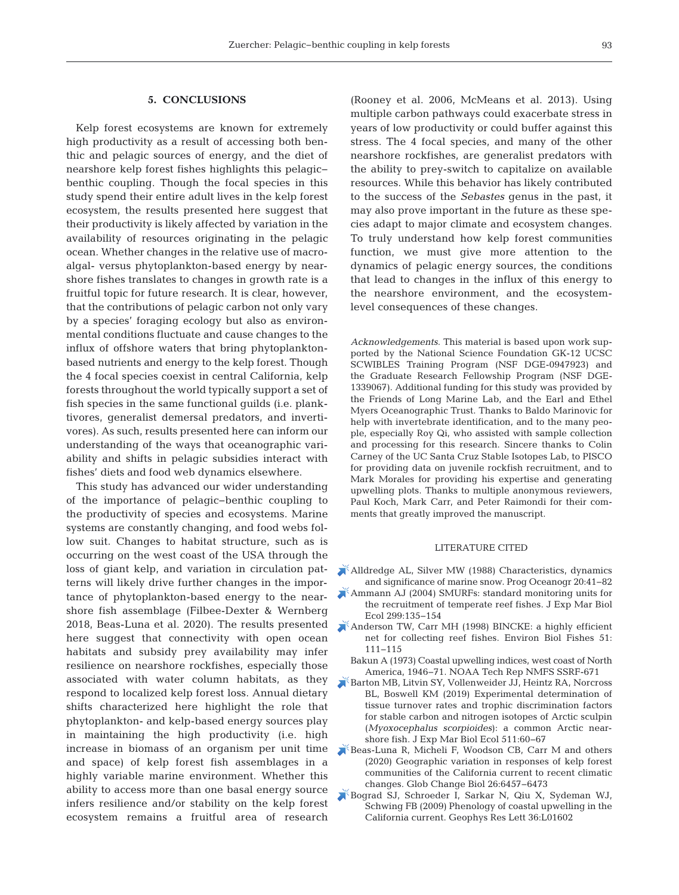## 5. CONCLUSIONS

Kelp forest ecosystems are known for extremely high productivity as a result of accessing both benthic and pelagic sources of energy, and the diet of nearshore kelp forest fishes highlights this pelagic–benthic coupling. Though the focal species in this study spend their entire adult lives in the kelp forest ecosystem, the results presented here suggest that their productivity is likely affected by variation in the availability of resources originating in the pelagic ocean. Whether changes in the relative use of macroalgal- versus phytoplankton-based energy by nearshore fishes translates to changes in growth rate is a fruitful topic for future research. It is clear, however, that the contributions of pelagic carbon not only vary by a species' foraging ecology but also as environmental conditions fluctuate and cause changes to the influx of offshore waters that bring phytoplankton-based nutrients and energy to the kelp forest. Though the 4 focal species coexist in central California, kelp forests throughout the world typically support a set of fish species in the same functional guilds (i.e. planktivores, generalist demersal predators, and invertivores). As such, results presented here can inform our understanding of the ways that oceanographic variability and shifts in pelagic subsidies interact with fishes' diets and food web dynamics elsewhere.

This study has advanced our wider understanding of the importance of pelagic–benthic coupling to the productivity of species and ecosystems. Marine systems are constantly changing, and food webs follow suit. Changes to habitat structure, such as is occurring on the west coast of the USA through the loss of giant kelp, and variation in circulation patterns will likely drive further changes in the importance of phytoplankton-based energy to the nearshore fish assemblage (Filbee-Dexter & Wernberg 2018, Beas-Luna et al. 2020). The results presented here suggest that connectivity with open ocean habitats and subsidy prey availability may infer resilience on nearshore rockfishes, especially those associated with water column habitats, as they respond to localized kelp forest loss. Annual dietary shifts characterized here highlight the role that phytoplankton- and kelp-based energy sources play in maintaining the high productivity (i.e. high increase in biomass of an organism per unit time and space) of kelp forest fish assemblages in a highly variable marine environment. Whether this ability to access more than one basal energy source infers resilience and/or stability on the kelp forest ecosystem remains a fruitful area of research (Rooney et al. 2006, McMeans et al. 2013). Using multiple carbon pathways could exacerbate stress in years of low productivity or could buffer against this stress. The 4 focal species, and many of the other nearshore rockfishes, are generalist predators with the ability to prey-switch to capitalize on available resources. While this behavior has likely contributed to the success of the *Sebastes* genus in the past, it may also prove important in the future as these species adapt to major climate and ecosystem changes. To truly understand how kelp forest communities function, we must give more attention to the dynamics of pelagic energy sources, the conditions that lead to changes in the influx of this energy to the nearshore environment, and the ecosystem-level consequences of these changes.

*Acknowledgements*. This material is based upon work supported by the National Science Foundation GK-12 UCSC SCWIBLES Training Program (NSF DGE-0947923) and the Graduate Research Fellowship Program (NSF DGE-1339067). Additional funding for this study was provided by the Friends of Long Marine Lab, and the Earl and Ethel Myers Oceanographic Trust. Thanks to Baldo Marinovic for help with invertebrate identification, and to the many people, especially Roy Qi, who assisted with sample collection and processing for this research. Sincere thanks to Colin Carney of the UC Santa Cruz Stable Isotopes Lab, to PISCO for providing data on juvenile rockfish recruitment, and to Mark Morales for providing his expertise and generating upwelling plots. Thanks to multiple anonymous reviewers, Paul Koch, Mark Carr, and Peter Raimondi for their comments that greatly improved the manuscript.

## LITERATURE CITED

- Alldredge AL, Silver MW (1988) Characteristics, dynamics and significance of marine snow. Prog Oceanogr 20:41–82
- Ammann AJ (2004) SMURFs: standard monitoring units for the recruitment of temperate reef fishes. J Exp Mar Biol Ecol 299:135–154
- Anderson TW, Carr MH (1998) BINCKE: a highly efficient net for collecting reef fishes. Environ Biol Fishes 51: 111–115
- Bakun A (1973) Coastal upwelling indices, west coast of North America, 1946–71. NOAA Tech Rep NMFS SSRF-671
- Barton MB, Litvin SY, Vollenweider JJ, Heintz RA, Norcross BL, Boswell KM (2019) Experimental determination of tissue turnover rates and trophic discrimination factors for stable carbon and nitrogen isotopes of Arctic sculpin (*Myoxocephalus scorpioides*): a common Arctic nearshore fish. J Exp Mar Biol Ecol 511:60–67
- Beas-Luna R, Micheli F, Woodson CB, Carr M and others (2020) Geographic variation in responses of kelp forest communities of the California current to recent climatic changes. Glob Change Biol 26:6457–6473
- Bograd SJ, Schroeder I, Sarkar N, Qiu X, Sydeman WJ, Schwing FB (2009) Phenology of coastal upwelling in the California current. Geophys Res Lett 36:L01602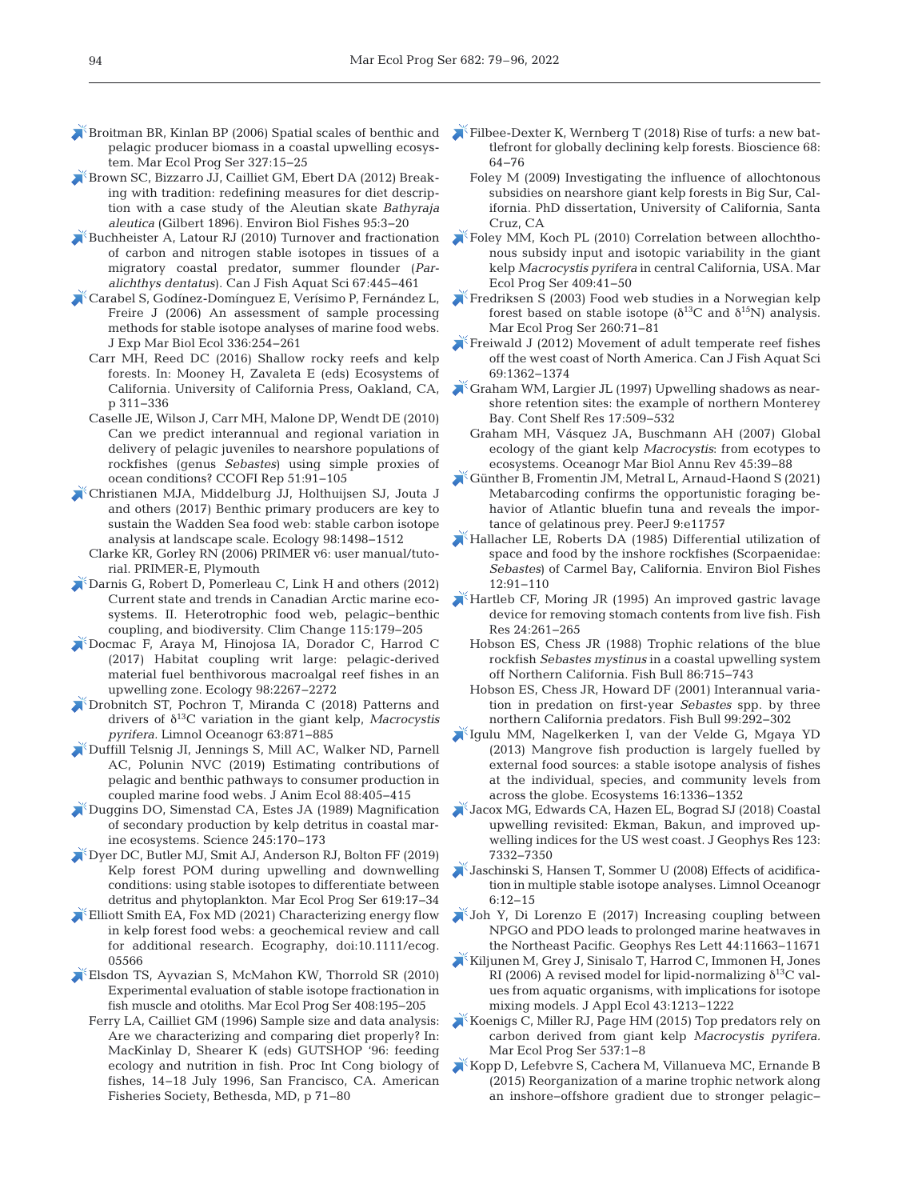Broitman BR, Kinlan BP (2006) Spatial scales of benthic and pelagic producer biomass in a coastal upwelling ecosystem. Mar Ecol Prog Ser 327:15–25

Brown SC, Bizzarro JJ, Cailliet GM, Ebert DA (2012) Breaking with tradition: redefining measures for diet description with a case study of the Aleutian skate *Bathyraja aleutica* (Gilbert 1896). Environ Biol Fishes 95:3–20

Buchheister A, Latour RJ (2010) Turnover and fractionation of carbon and nitrogen stable isotopes in tissues of a migratory coastal predator, summer flounder (*Paralichthys dentatus*). Can J Fish Aquat Sci 67:445–461

Carabel S, Godínez-Domínguez E, Verísimo P, Fernández L, Freire J (2006) An assessment of sample processing methods for stable isotope analyses of marine food webs. J Exp Mar Biol Ecol 336:254–261

Carr MH, Reed DC (2016) Shallow rocky reefs and kelp forests. In: Mooney H, Zavaleta E (eds) Ecosystems of California. University of California Press, Oakland, CA, p 311–336

Caselle JE, Wilson J, Carr MH, Malone DP, Wendt DE (2010) Can we predict interannual and regional variation in delivery of pelagic juveniles to nearshore populations of rockfishes (genus *Sebastes*) using simple proxies of ocean conditions? CCOFI Rep 51:91–105

Christianen MJA, Middelburg JJ, Holthuijsen SJ, Jouta J and others (2017) Benthic primary producers are key to sustain the Wadden Sea food web: stable carbon isotope analysis at landscape scale. Ecology 98:1498–1512

Clarke KR, Gorley RN (2006) PRIMER v6: user manual/tutorial. PRIMER-E, Plymouth

Darnis G, Robert D, Pomerleau C, Link H and others (2012) Current state and trends in Canadian Arctic marine ecosystems. II. Heterotrophic food web, pelagic–benthic coupling, and biodiversity. Clim Change 115:179–205

Docmac F, Araya M, Hinojosa IA, Dorador C, Harrod C (2017) Habitat coupling writ large: pelagic-derived material fuel benthivorous macroalgal reef fishes in an upwelling zone. Ecology 98:2267–2272

Drobnitch ST, Pochron T, Miranda C (2018) Patterns and drivers of $\delta^{13}C$ variation in the giant kelp, *Macrocystis pyrifera*. Limnol Oceanogr 63:871–885

Duffill Telsnig JI, Jennings S, Mill AC, Walker ND, Parnell AC, Polunin NVC (2019) Estimating contributions of pelagic and benthic pathways to consumer production in coupled marine food webs. J Anim Ecol 88:405–415

Duggins DO, Simenstad CA, Estes JA (1989) Magnification of secondary production by kelp detritus in coastal marine ecosystems. Science 245:170–173

Dyer DC, Butler MJ, Smit AJ, Anderson RJ, Bolton FF (2019) Kelp forest POM during upwelling and downwelling conditions: using stable isotopes to differentiate between detritus and phytoplankton. Mar Ecol Prog Ser 619:17–34

Elliott Smith EA, Fox MD (2021) Characterizing energy flow in kelp forest food webs: a geochemical review and call for additional research. Ecography, doi:10.1111/ecog.05566

Elsdon TS, Ayvazian S, McMahon KW, Thorrold SR (2010) Experimental evaluation of stable isotope fractionation in fish muscle and otoliths. Mar Ecol Prog Ser 408:195–205

Ferry LA, Cailliet GM (1996) Sample size and data analysis: Are we characterizing and comparing diet properly? In: MacKinlay D, Shearer K (eds) GUTSHOP '96: feeding ecology and nutrition in fish. Proc Int Cong biology of fishes, 14–18 July 1996, San Francisco, CA. American Fisheries Society, Bethesda, MD, p 71–80

Filbee-Dexter K, Wernberg T (2018) Rise of turfs: a new battlefront for globally declining kelp forests. Bioscience 68:64–76

Foley M (2009) Investigating the influence of allochtonous subsidies on nearshore giant kelp forests in Big Sur, California. PhD dissertation, University of California, Santa Cruz, CA

Foley MM, Koch PL (2010) Correlation between allochthonous subsidy input and isotopic variability in the giant kelp *Macrocystis pyrifera* in central California, USA. Mar Ecol Prog Ser 409:41–50

Fredriksen S (2003) Food web studies in a Norwegian kelp forest based on stable isotope ($\delta^{13}C$ and $\delta^{15}N$) analysis. Mar Ecol Prog Ser 260:71–81

Freiwald J (2012) Movement of adult temperate reef fishes off the west coast of North America. Can J Fish Aquat Sci 69:1362–1374

Graham WM, Largier JL (1997) Upwelling shadows as nearshore retention sites: the example of northern Monterey Bay. Cont Shelf Res 17:509–532

Graham MH, Vásquez JA, Buschmann AH (2007) Global ecology of the giant kelp *Macrocystis*: from ecotypes to ecosystems. Oceanogr Mar Biol Annu Rev 45:39–88

Günther B, Fromentin JM, Metral L, Arnaud-Haond S (2021) Metabarcoding confirms the opportunistic foraging behavior of Atlantic bluefin tuna and reveals the importance of gelatinous prey. PeerJ 9:e11757

Hallacher LE, Roberts DA (1985) Differential utilization of space and food by the inshore rockfishes (Scorpaenidae: *Sebastes*) of Carmel Bay, California. Environ Biol Fishes 12:91–110

Hartleb CF, Moring JR (1995) An improved gastric lavage device for removing stomach contents from live fish. Fish Res 24:261–265

Hobson ES, Chess JR (1988) Trophic relations of the blue rockfish *Sebastes mystinus* in a coastal upwelling system off Northern California. Fish Bull 86:715–743

Hobson ES, Chess JR, Howard DF (2001) Interannual variation in predation on first-year *Sebastes* spp. by three northern California predators. Fish Bull 99:292–302

Igulu MM, Nagelkerken I, van der Velde G, Mgaya YD (2013) Mangrove fish production is largely fuelled by external food sources: a stable isotope analysis of fishes at the individual, species, and community levels from across the globe. Ecosystems 16:1336–1352

Jacox MG, Edwards CA, Hazen EL, Bograd SJ (2018) Coastal upwelling revisited: Ekman, Bakun, and improved upwelling indices for the US west coast. J Geophys Res 123:7332–7350

Jaschinski S, Hansen T, Sommer U (2008) Effects of acidification in multiple stable isotope analyses. Limnol Oceanogr 6:12–15

Joh Y, Di Lorenzo E (2017) Increasing coupling between NPGO and PDO leads to prolonged marine heatwaves in the Northeast Pacific. Geophys Res Lett 44:11663–11671

Kiljunen M, Grey J, Sinisalo T, Harrod C, Immonen H, Jones RI (2006) A revised model for lipid-normalizing $\delta^{13}C$ values from aquatic organisms, with implications for isotope mixing models. J Appl Ecol 43:1213–1222

Koenigs C, Miller RJ, Page HM (2015) Top predators rely on carbon derived from giant kelp *Macrocystis pyrifera.* Mar Ecol Prog Ser 537:1–8

Kopp D, Lefebvre S, Cachera M, Villanueva MC, Ernande B (2015) Reorganization of a marine trophic network along an inshore–offshore gradient due to stronger pelagic–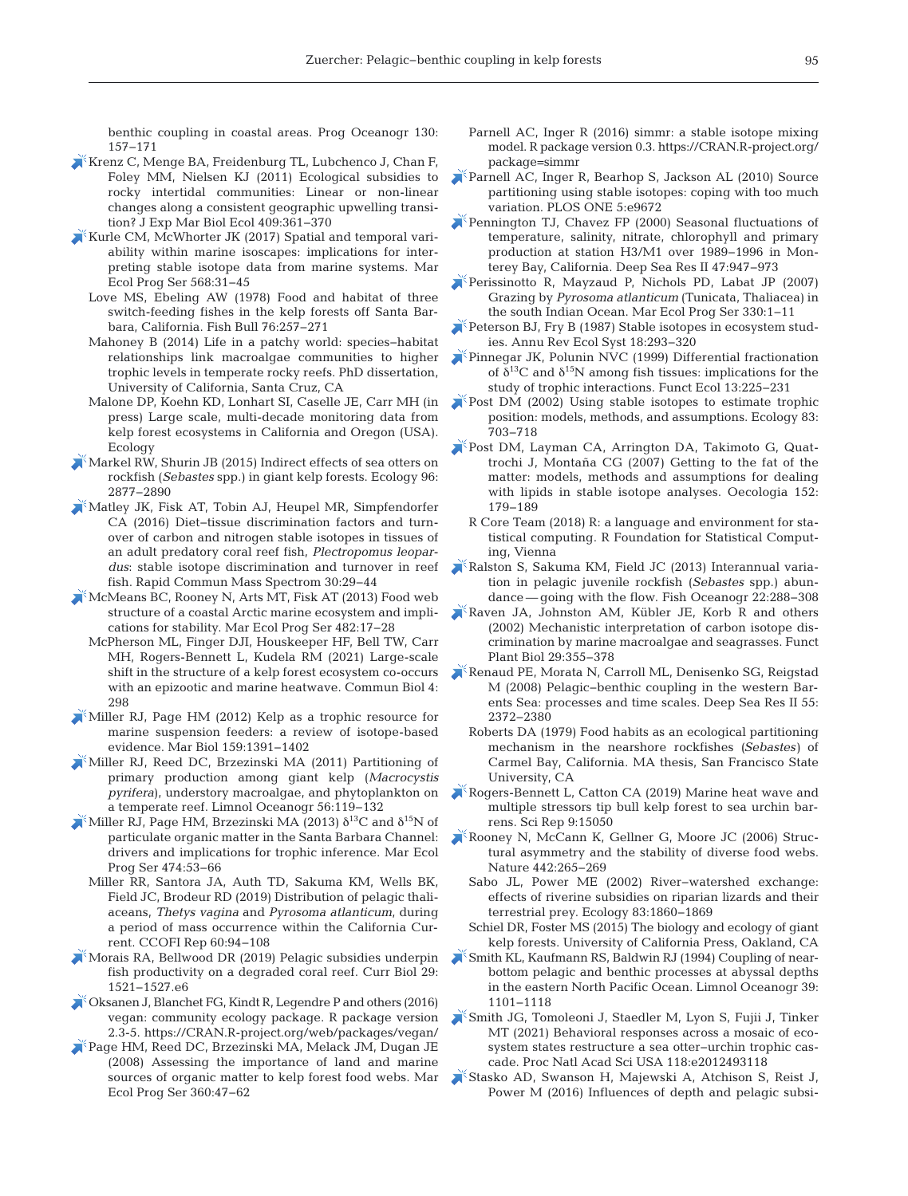benthic coupling in coastal areas. Prog Oceanogr 130: 157–171

Krenz C, Menge BA, Freidenburg TL, Lubchenco J, Chan F, Foley MM, Nielsen KJ (2011) Ecological subsidies to rocky intertidal communities: Linear or non-linear changes along a consistent geographic upwelling transition? J Exp Mar Biol Ecol 409:361–370

Kurle CM, McWhorter JK (2017) Spatial and temporal variability within marine isoscapes: implications for interpreting stable isotope data from marine systems. Mar Ecol Prog Ser 568:31–45

Love MS, Ebeling AW (1978) Food and habitat of three switch-feeding fishes in the kelp forests off Santa Barbara, California. Fish Bull 76:257–271

Mahoney B (2014) Life in a patchy world: species–habitat relationships link macroalgae communities to higher trophic levels in temperate rocky reefs. PhD dissertation, University of California, Santa Cruz, CA

Malone DP, Koehn KD, Lonhart SI, Caselle JE, Carr MH (in press) Large scale, multi-decade monitoring data from kelp forest ecosystems in California and Oregon (USA). Ecology

Markel RW, Shurin JB (2015) Indirect effects of sea otters on rockfish (*Sebastes* spp.) in giant kelp forests. Ecology 96: 2877–2890

Matley JK, Fisk AT, Tobin AJ, Heupel MR, Simpfendorfer CA (2016) Diet–tissue discrimination factors and turnover of carbon and nitrogen stable isotopes in tissues of an adult predatory coral reef fish, *Plectropomus leopardus*: stable isotope discrimination and turnover in reef fish. Rapid Commun Mass Spectrom 30:29–44

McMeans BC, Rooney N, Arts MT, Fisk AT (2013) Food web structure of a coastal Arctic marine ecosystem and implications for stability. Mar Ecol Prog Ser 482:17–28

McPherson ML, Finger DJI, Houskeeper HF, Bell TW, Carr MH, Rogers-Bennett L, Kudela RM (2021) Large-scale shift in the structure of a kelp forest ecosystem co-occurs with an epizootic and marine heatwave. Commun Biol 4: 298

Miller RJ, Page HM (2012) Kelp as a trophic resource for marine suspension feeders: a review of isotope-based evidence. Mar Biol 159:1391–1402

Miller RJ, Reed DC, Brzezinski MA (2011) Partitioning of primary production among giant kelp (*Macrocystis pyrifera*), understory macroalgae, and phytoplankton on a temperate reef. Limnol Oceanogr 56:119–132

Miller RJ, Page HM, Brzezinski MA (2013) $\delta^{13}$C and $\delta^{15}$N of particulate organic matter in the Santa Barbara Channel: drivers and implications for trophic inference. Mar Ecol Prog Ser 474:53–66

Miller RR, Santora JA, Auth TD, Sakuma KM, Wells BK, Field JC, Brodeur RD (2019) Distribution of pelagic thaliaceans, *Thetys vagina* and *Pyrosoma atlanticum*, during a period of mass occurrence within the California Current. CCOFI Rep 60:94–108

Morais RA, Bellwood DR (2019) Pelagic subsidies underpin fish productivity on a degraded coral reef. Curr Biol 29: 1521–1527.e6

Oksanen J, Blanchet FG, Kindt R, Legendre P and others (2016) vegan: community ecology package. R package version 2.3-5. https://CRAN.R-project.org/web/packages/vegan/

Page HM, Reed DC, Brzezinski MA, Melack JM, Dugan JE (2008) Assessing the importance of land and marine sources of organic matter to kelp forest food webs. Mar Ecol Prog Ser 360:47–62

Parnell AC, Inger R (2016) simmr: a stable isotope mixing model. R package version 0.3. https://CRAN.R-project.org/package=simmr

Parnell AC, Inger R, Bearhop S, Jackson AL (2010) Source partitioning using stable isotopes: coping with too much variation. PLOS ONE 5:e9672

Pennington TJ, Chavez FP (2000) Seasonal fluctuations of temperature, salinity, nitrate, chlorophyll and primary production at station H3/M1 over 1989–1996 in Monterey Bay, California. Deep Sea Res II 47:947–973

Perissinotto R, Mayzaud P, Nichols PD, Labat JP (2007) Grazing by *Pyrosoma atlanticum* (Tunicata, Thaliacea) in the south Indian Ocean. Mar Ecol Prog Ser 330:1–11

Peterson BJ, Fry B (1987) Stable isotopes in ecosystem studies. Annu Rev Ecol Syst 18:293–320

Pinnegar JK, Polunin NVC (1999) Differential fractionation of $\delta^{13}$C and $\delta^{15}$N among fish tissues: implications for the study of trophic interactions. Funct Ecol 13:225–231

Post DM (2002) Using stable isotopes to estimate trophic position: models, methods, and assumptions. Ecology 83: 703–718

Post DM, Layman CA, Arrington DA, Takimoto G, Quattrochi J, Montaña CG (2007) Getting to the fat of the matter: models, methods and assumptions for dealing with lipids in stable isotope analyses. Oecologia 152: 179–189

R Core Team (2018) R: a language and environment for statistical computing. R Foundation for Statistical Computing, Vienna

Ralston S, Sakuma KM, Field JC (2013) Interannual variation in pelagic juvenile rockfish (*Sebastes* spp.) abundance — going with the flow. Fish Oceanogr 22:288–308

Raven JA, Johnston AM, Kübler JE, Korb R and others (2002) Mechanistic interpretation of carbon isotope discrimination by marine macroalgae and seagrasses. Funct Plant Biol 29:355–378

Renaud PE, Morata N, Carroll ML, Denisenko SG, Reigstad M (2008) Pelagic–benthic coupling in the western Barents Sea: processes and time scales. Deep Sea Res II 55: 2372–2380

Roberts DA (1979) Food habits as an ecological partitioning mechanism in the nearshore rockfishes (*Sebastes*) of Carmel Bay, California. MA thesis, San Francisco State University, CA

Rogers-Bennett L, Catton CA (2019) Marine heat wave and multiple stressors tip bull kelp forest to sea urchin barrens. Sci Rep 9:15050

Rooney N, McCann K, Gellner G, Moore JC (2006) Structural asymmetry and the stability of diverse food webs. Nature 442:265–269

Sabo JL, Power ME (2002) River–watershed exchange: effects of riverine subsidies on riparian lizards and their terrestrial prey. Ecology 83:1860–1869

Schiel DR, Foster MS (2015) The biology and ecology of giant kelp forests. University of California Press, Oakland, CA

Smith KL, Kaufmann RS, Baldwin RJ (1994) Coupling of near-bottom pelagic and benthic processes at abyssal depths in the eastern North Pacific Ocean. Limnol Oceanogr 39: 1101–1118

Smith JG, Tomoleoni J, Staedler M, Lyon S, Fujii J, Tinker MT (2021) Behavioral responses across a mosaic of ecosystem states restructure a sea otter–urchin trophic cascade. Proc Natl Acad Sci USA 118:e2012493118

Stasko AD, Swanson H, Majewski A, Atchison S, Reist J, Power M (2016) Influences of depth and pelagic subsi-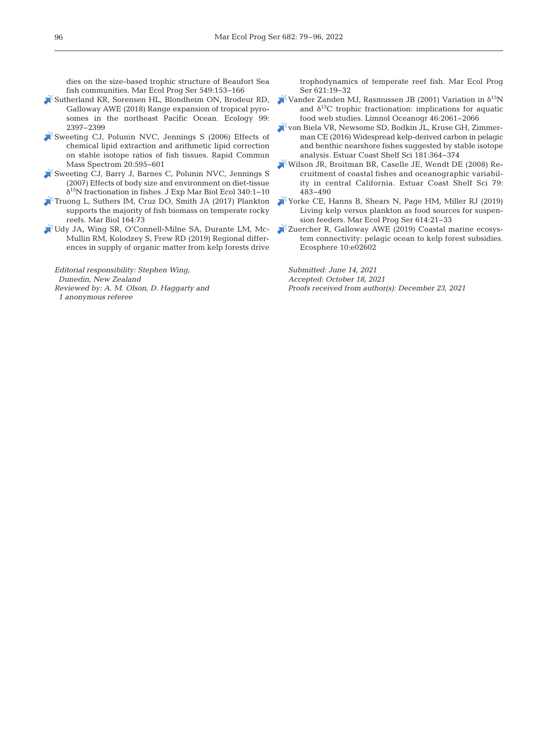dies on the size-based trophic structure of Beaufort Sea fish communities. Mar Ecol Prog Ser 549:153–166

Sutherland KR, Sorensen HL, Blondheim ON, Brodeur RD, Galloway AWE (2018) Range expansion of tropical pyrosomes in the northeast Pacific Ocean. Ecology 99: 2397–2399

Sweeting CJ, Polunin NVC, Jennings S (2006) Effects of chemical lipid extraction and arithmetic lipid correction on stable isotope ratios of fish tissues. Rapid Commun Mass Spectrom 20:595–601

Sweeting CJ, Barry J, Barnes C, Polunin NVC, Jennings S (2007) Effects of body size and environment on diet-tissue $\delta^{15}N$ fractionation in fishes. J Exp Mar Biol Ecol 340:1–10

Truong L, Suthers IM, Cruz DO, Smith JA (2017) Plankton supports the majority of fish biomass on temperate rocky reefs. Mar Biol 164:73

Udy JA, Wing SR, O'Connell-Milne SA, Durante LM, McMullin RM, Kolodzey S, Frew RD (2019) Regional differences in supply of organic matter from kelp forests drive trophodynamics of temperate reef fish. Mar Ecol Prog Ser 621:19–32

Vander Zanden MJ, Rasmussen JB (2001) Variation in $\delta^{15}N$ and $\delta^{13}C$ trophic fractionation: implications for aquatic food web studies. Limnol Oceanogr 46:2061–2066

von Biela VR, Newsome SD, Bodkin JL, Kruse GH, Zimmerman CE (2016) Widespread kelp-derived carbon in pelagic and benthic nearshore fishes suggested by stable isotope analysis. Estuar Coast Shelf Sci 181:364–374

Wilson JR, Broitman BR, Caselle JE, Wendt DE (2008) Recruitment of coastal fishes and oceanographic variability in central California. Estuar Coast Shelf Sci 79: 483–490

Yorke CE, Hanns B, Shears N, Page HM, Miller RJ (2019) Living kelp versus plankton as food sources for suspension feeders. Mar Ecol Prog Ser 614:21–33

Zuercher R, Galloway AWE (2019) Coastal marine ecosystem connectivity: pelagic ocean to kelp forest subsidies. Ecosphere 10:e02602

*Editorial responsibility: Stephen Wing, Dunedin, New Zealand*
*Reviewed by: A. M. Olson, D. Haggarty and 1 anonymous referee*

*Submitted: June 14, 2021*
*Accepted: October 18, 2021*
*Proofs received from author(s): December 23, 2021*